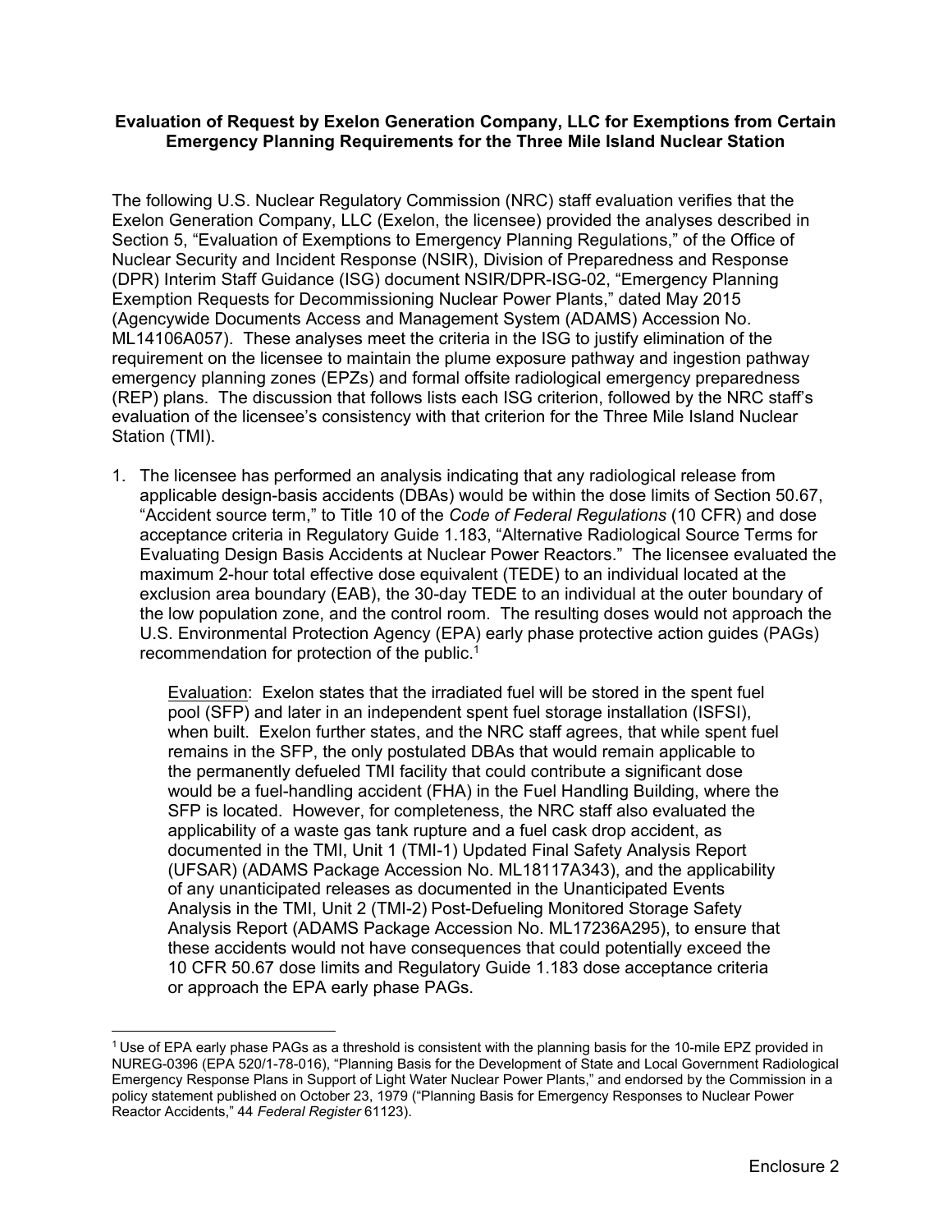**Evaluation of Request by Exelon Generation Company, LLC for Exemptions from Certain Emergency Planning Requirements for the Three Mile Island Nuclear Station**

The following U.S. Nuclear Regulatory Commission (NRC) staff evaluation verifies that the Exelon Generation Company, LLC (Exelon, the licensee) provided the analyses described in Section 5, "Evaluation of Exemptions to Emergency Planning Regulations," of the Office of Nuclear Security and Incident Response (NSIR), Division of Preparedness and Response (DPR) Interim Staff Guidance (ISG) document NSIR/DPR-ISG-02, "Emergency Planning Exemption Requests for Decommissioning Nuclear Power Plants," dated May 2015 (Agencywide Documents Access and Management System (ADAMS) Accession No. ML14106A057). These analyses meet the criteria in the ISG to justify elimination of the requirement on the licensee to maintain the plume exposure pathway and ingestion pathway emergency planning zones (EPZs) and formal offsite radiological emergency preparedness (REP) plans. The discussion that follows lists each ISG criterion, followed by the NRC staff's evaluation of the licensee's consistency with that criterion for the Three Mile Island Nuclear Station (TMI).

1. The licensee has performed an analysis indicating that any radiological release from applicable design-basis accidents (DBAs) would be within the dose limits of Section 50.67, "Accident source term," to Title 10 of the *Code of Federal Regulations* (10 CFR) and dose acceptance criteria in Regulatory Guide 1.183, "Alternative Radiological Source Terms for Evaluating Design Basis Accidents at Nuclear Power Reactors." The licensee evaluated the maximum 2-hour total effective dose equivalent (TEDE) to an individual located at the exclusion area boundary (EAB), the 30-day TEDE to an individual at the outer boundary of the low population zone, and the control room. The resulting doses would not approach the U.S. Environmental Protection Agency (EPA) early phase protective action guides (PAGs) recommendation for protection of the public.[1]

   Evaluation: Exelon states that the irradiated fuel will be stored in the spent fuel pool (SFP) and later in an independent spent fuel storage installation (ISFSI), when built. Exelon further states, and the NRC staff agrees, that while spent fuel remains in the SFP, the only postulated DBAs that would remain applicable to the permanently defueled TMI facility that could contribute a significant dose would be a fuel-handling accident (FHA) in the Fuel Handling Building, where the SFP is located. However, for completeness, the NRC staff also evaluated the applicability of a waste gas tank rupture and a fuel cask drop accident, as documented in the TMI, Unit 1 (TMI-1) Updated Final Safety Analysis Report (UFSAR) (ADAMS Package Accession No. ML18117A343), and the applicability of any unanticipated releases as documented in the Unanticipated Events Analysis in the TMI, Unit 2 (TMI-2) Post-Defueling Monitored Storage Safety Analysis Report (ADAMS Package Accession No. ML17236A295), to ensure that these accidents would not have consequences that could potentially exceed the 10 CFR 50.67 dose limits and Regulatory Guide 1.183 dose acceptance criteria or approach the EPA early phase PAGs.

---

[1] Use of EPA early phase PAGs as a threshold is consistent with the planning basis for the 10-mile EPZ provided in NUREG-0396 (EPA 520/1-78-016), "Planning Basis for the Development of State and Local Government Radiological Emergency Response Plans in Support of Light Water Nuclear Power Plants," and endorsed by the Commission in a policy statement published on October 23, 1979 ("Planning Basis for Emergency Responses to Nuclear Power Reactor Accidents," 44 *Federal Register* 61123).

Enclosure 2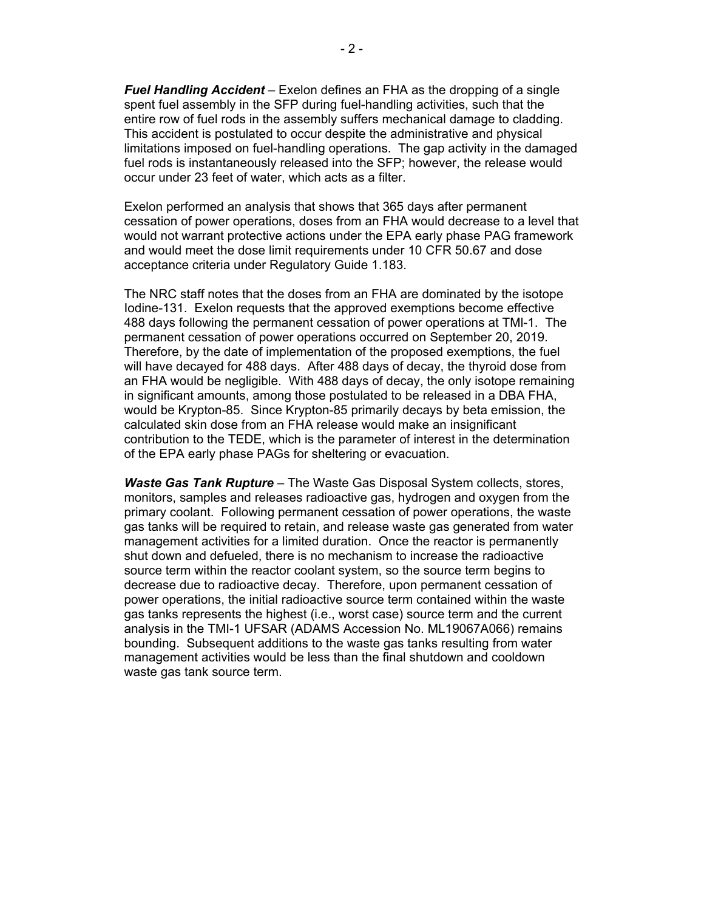***Fuel Handling Accident*** – Exelon defines an FHA as the dropping of a single spent fuel assembly in the SFP during fuel-handling activities, such that the entire row of fuel rods in the assembly suffers mechanical damage to cladding. This accident is postulated to occur despite the administrative and physical limitations imposed on fuel-handling operations. The gap activity in the damaged fuel rods is instantaneously released into the SFP; however, the release would occur under 23 feet of water, which acts as a filter.

Exelon performed an analysis that shows that 365 days after permanent cessation of power operations, doses from an FHA would decrease to a level that would not warrant protective actions under the EPA early phase PAG framework and would meet the dose limit requirements under 10 CFR 50.67 and dose acceptance criteria under Regulatory Guide 1.183.

The NRC staff notes that the doses from an FHA are dominated by the isotope Iodine-131. Exelon requests that the approved exemptions become effective 488 days following the permanent cessation of power operations at TMI-1. The permanent cessation of power operations occurred on September 20, 2019. Therefore, by the date of implementation of the proposed exemptions, the fuel will have decayed for 488 days. After 488 days of decay, the thyroid dose from an FHA would be negligible. With 488 days of decay, the only isotope remaining in significant amounts, among those postulated to be released in a DBA FHA, would be Krypton-85. Since Krypton-85 primarily decays by beta emission, the calculated skin dose from an FHA release would make an insignificant contribution to the TEDE, which is the parameter of interest in the determination of the EPA early phase PAGs for sheltering or evacuation.

***Waste Gas Tank Rupture*** – The Waste Gas Disposal System collects, stores, monitors, samples and releases radioactive gas, hydrogen and oxygen from the primary coolant. Following permanent cessation of power operations, the waste gas tanks will be required to retain, and release waste gas generated from water management activities for a limited duration. Once the reactor is permanently shut down and defueled, there is no mechanism to increase the radioactive source term within the reactor coolant system, so the source term begins to decrease due to radioactive decay. Therefore, upon permanent cessation of power operations, the initial radioactive source term contained within the waste gas tanks represents the highest (i.e., worst case) source term and the current analysis in the TMI-1 UFSAR (ADAMS Accession No. ML19067A066) remains bounding. Subsequent additions to the waste gas tanks resulting from water management activities would be less than the final shutdown and cooldown waste gas tank source term.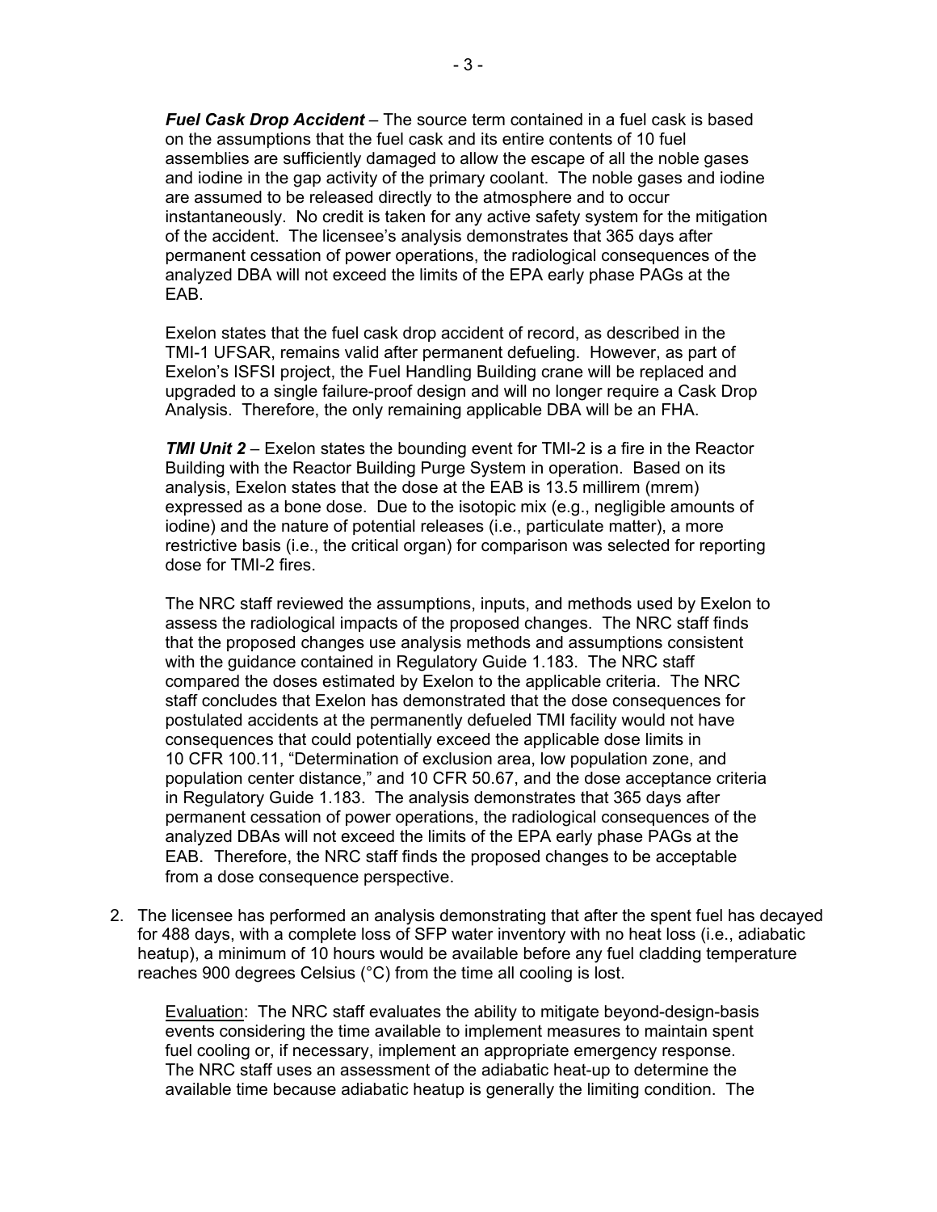***Fuel Cask Drop Accident*** – The source term contained in a fuel cask is based on the assumptions that the fuel cask and its entire contents of 10 fuel assemblies are sufficiently damaged to allow the escape of all the noble gases and iodine in the gap activity of the primary coolant. The noble gases and iodine are assumed to be released directly to the atmosphere and to occur instantaneously. No credit is taken for any active safety system for the mitigation of the accident. The licensee's analysis demonstrates that 365 days after permanent cessation of power operations, the radiological consequences of the analyzed DBA will not exceed the limits of the EPA early phase PAGs at the EAB.

Exelon states that the fuel cask drop accident of record, as described in the TMI-1 UFSAR, remains valid after permanent defueling. However, as part of Exelon's ISFSI project, the Fuel Handling Building crane will be replaced and upgraded to a single failure-proof design and will no longer require a Cask Drop Analysis. Therefore, the only remaining applicable DBA will be an FHA.

***TMI Unit 2*** – Exelon states the bounding event for TMI-2 is a fire in the Reactor Building with the Reactor Building Purge System in operation. Based on its analysis, Exelon states that the dose at the EAB is 13.5 millirem (mrem) expressed as a bone dose. Due to the isotopic mix (e.g., negligible amounts of iodine) and the nature of potential releases (i.e., particulate matter), a more restrictive basis (i.e., the critical organ) for comparison was selected for reporting dose for TMI-2 fires.

The NRC staff reviewed the assumptions, inputs, and methods used by Exelon to assess the radiological impacts of the proposed changes. The NRC staff finds that the proposed changes use analysis methods and assumptions consistent with the guidance contained in Regulatory Guide 1.183. The NRC staff compared the doses estimated by Exelon to the applicable criteria. The NRC staff concludes that Exelon has demonstrated that the dose consequences for postulated accidents at the permanently defueled TMI facility would not have consequences that could potentially exceed the applicable dose limits in 10 CFR 100.11, "Determination of exclusion area, low population zone, and population center distance," and 10 CFR 50.67, and the dose acceptance criteria in Regulatory Guide 1.183. The analysis demonstrates that 365 days after permanent cessation of power operations, the radiological consequences of the analyzed DBAs will not exceed the limits of the EPA early phase PAGs at the EAB. Therefore, the NRC staff finds the proposed changes to be acceptable from a dose consequence perspective.

2. The licensee has performed an analysis demonstrating that after the spent fuel has decayed for 488 days, with a complete loss of SFP water inventory with no heat loss (i.e., adiabatic heatup), a minimum of 10 hours would be available before any fuel cladding temperature reaches 900 degrees Celsius (°C) from the time all cooling is lost.

   Evaluation: The NRC staff evaluates the ability to mitigate beyond-design-basis events considering the time available to implement measures to maintain spent fuel cooling or, if necessary, implement an appropriate emergency response. The NRC staff uses an assessment of the adiabatic heat-up to determine the available time because adiabatic heatup is generally the limiting condition. The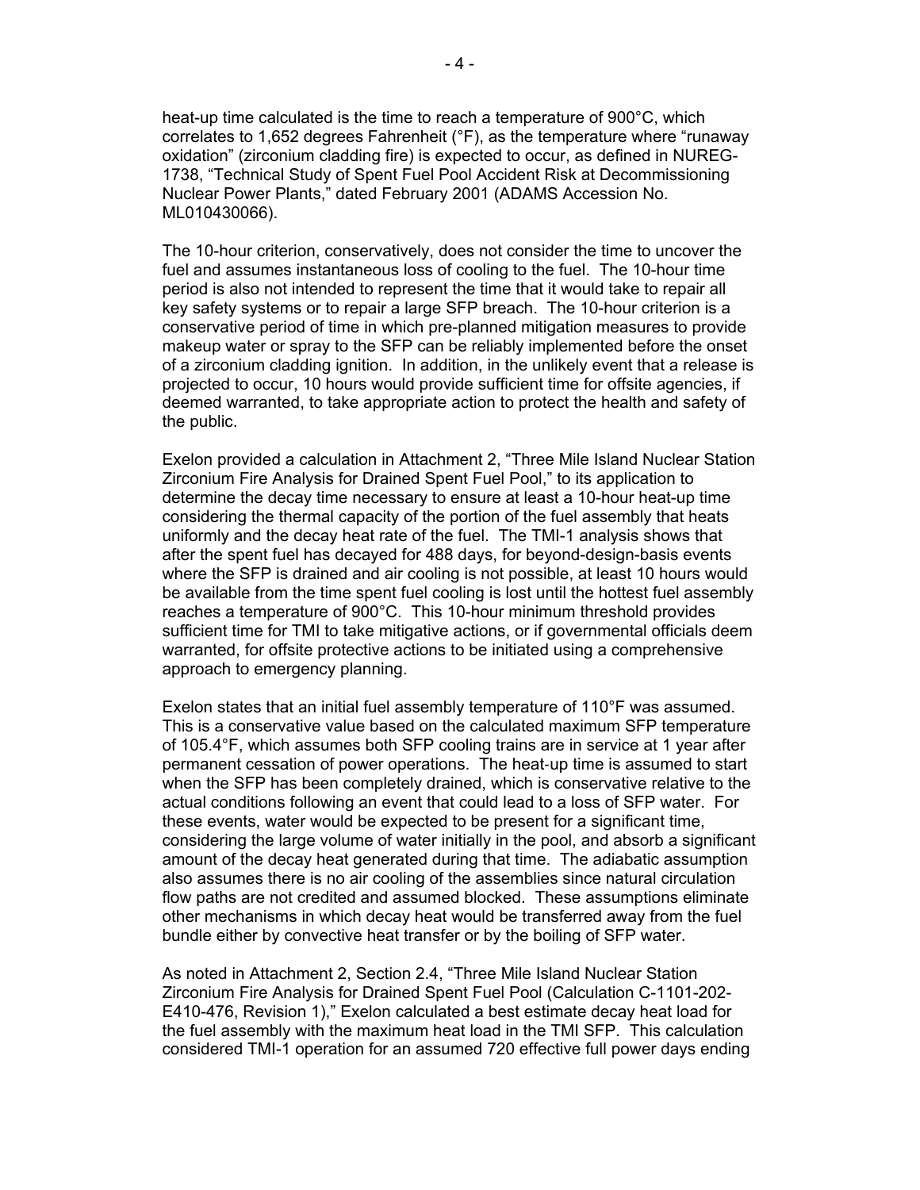heat-up time calculated is the time to reach a temperature of 900°C, which correlates to 1,652 degrees Fahrenheit (°F), as the temperature where "runaway oxidation" (zirconium cladding fire) is expected to occur, as defined in NUREG-1738, "Technical Study of Spent Fuel Pool Accident Risk at Decommissioning Nuclear Power Plants," dated February 2001 (ADAMS Accession No. ML010430066).

The 10-hour criterion, conservatively, does not consider the time to uncover the fuel and assumes instantaneous loss of cooling to the fuel. The 10-hour time period is also not intended to represent the time that it would take to repair all key safety systems or to repair a large SFP breach. The 10-hour criterion is a conservative period of time in which pre-planned mitigation measures to provide makeup water or spray to the SFP can be reliably implemented before the onset of a zirconium cladding ignition. In addition, in the unlikely event that a release is projected to occur, 10 hours would provide sufficient time for offsite agencies, if deemed warranted, to take appropriate action to protect the health and safety of the public.

Exelon provided a calculation in Attachment 2, "Three Mile Island Nuclear Station Zirconium Fire Analysis for Drained Spent Fuel Pool," to its application to determine the decay time necessary to ensure at least a 10-hour heat-up time considering the thermal capacity of the portion of the fuel assembly that heats uniformly and the decay heat rate of the fuel. The TMI-1 analysis shows that after the spent fuel has decayed for 488 days, for beyond-design-basis events where the SFP is drained and air cooling is not possible, at least 10 hours would be available from the time spent fuel cooling is lost until the hottest fuel assembly reaches a temperature of 900°C. This 10-hour minimum threshold provides sufficient time for TMI to take mitigative actions, or if governmental officials deem warranted, for offsite protective actions to be initiated using a comprehensive approach to emergency planning.

Exelon states that an initial fuel assembly temperature of 110°F was assumed. This is a conservative value based on the calculated maximum SFP temperature of 105.4°F, which assumes both SFP cooling trains are in service at 1 year after permanent cessation of power operations. The heat-up time is assumed to start when the SFP has been completely drained, which is conservative relative to the actual conditions following an event that could lead to a loss of SFP water. For these events, water would be expected to be present for a significant time, considering the large volume of water initially in the pool, and absorb a significant amount of the decay heat generated during that time. The adiabatic assumption also assumes there is no air cooling of the assemblies since natural circulation flow paths are not credited and assumed blocked. These assumptions eliminate other mechanisms in which decay heat would be transferred away from the fuel bundle either by convective heat transfer or by the boiling of SFP water.

As noted in Attachment 2, Section 2.4, "Three Mile Island Nuclear Station Zirconium Fire Analysis for Drained Spent Fuel Pool (Calculation C-1101-202-E410-476, Revision 1)," Exelon calculated a best estimate decay heat load for the fuel assembly with the maximum heat load in the TMI SFP. This calculation considered TMI-1 operation for an assumed 720 effective full power days ending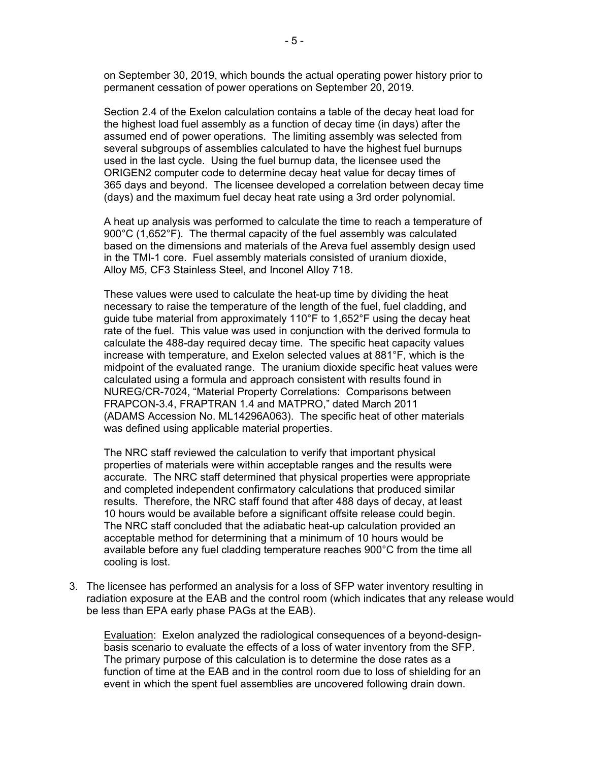on September 30, 2019, which bounds the actual operating power history prior to permanent cessation of power operations on September 20, 2019.

Section 2.4 of the Exelon calculation contains a table of the decay heat load for the highest load fuel assembly as a function of decay time (in days) after the assumed end of power operations. The limiting assembly was selected from several subgroups of assemblies calculated to have the highest fuel burnups used in the last cycle. Using the fuel burnup data, the licensee used the ORIGEN2 computer code to determine decay heat value for decay times of 365 days and beyond. The licensee developed a correlation between decay time (days) and the maximum fuel decay heat rate using a 3rd order polynomial.

A heat up analysis was performed to calculate the time to reach a temperature of 900°C (1,652°F). The thermal capacity of the fuel assembly was calculated based on the dimensions and materials of the Areva fuel assembly design used in the TMI-1 core. Fuel assembly materials consisted of uranium dioxide, Alloy M5, CF3 Stainless Steel, and Inconel Alloy 718.

These values were used to calculate the heat-up time by dividing the heat necessary to raise the temperature of the length of the fuel, fuel cladding, and guide tube material from approximately 110°F to 1,652°F using the decay heat rate of the fuel. This value was used in conjunction with the derived formula to calculate the 488-day required decay time. The specific heat capacity values increase with temperature, and Exelon selected values at 881°F, which is the midpoint of the evaluated range. The uranium dioxide specific heat values were calculated using a formula and approach consistent with results found in NUREG/CR-7024, "Material Property Correlations: Comparisons between FRAPCON-3.4, FRAPTRAN 1.4 and MATPRO," dated March 2011 (ADAMS Accession No. ML14296A063). The specific heat of other materials was defined using applicable material properties.

The NRC staff reviewed the calculation to verify that important physical properties of materials were within acceptable ranges and the results were accurate. The NRC staff determined that physical properties were appropriate and completed independent confirmatory calculations that produced similar results. Therefore, the NRC staff found that after 488 days of decay, at least 10 hours would be available before a significant offsite release could begin. The NRC staff concluded that the adiabatic heat-up calculation provided an acceptable method for determining that a minimum of 10 hours would be available before any fuel cladding temperature reaches 900°C from the time all cooling is lost.

3. The licensee has performed an analysis for a loss of SFP water inventory resulting in radiation exposure at the EAB and the control room (which indicates that any release would be less than EPA early phase PAGs at the EAB).

   Evaluation: Exelon analyzed the radiological consequences of a beyond-design-basis scenario to evaluate the effects of a loss of water inventory from the SFP. The primary purpose of this calculation is to determine the dose rates as a function of time at the EAB and in the control room due to loss of shielding for an event in which the spent fuel assemblies are uncovered following drain down.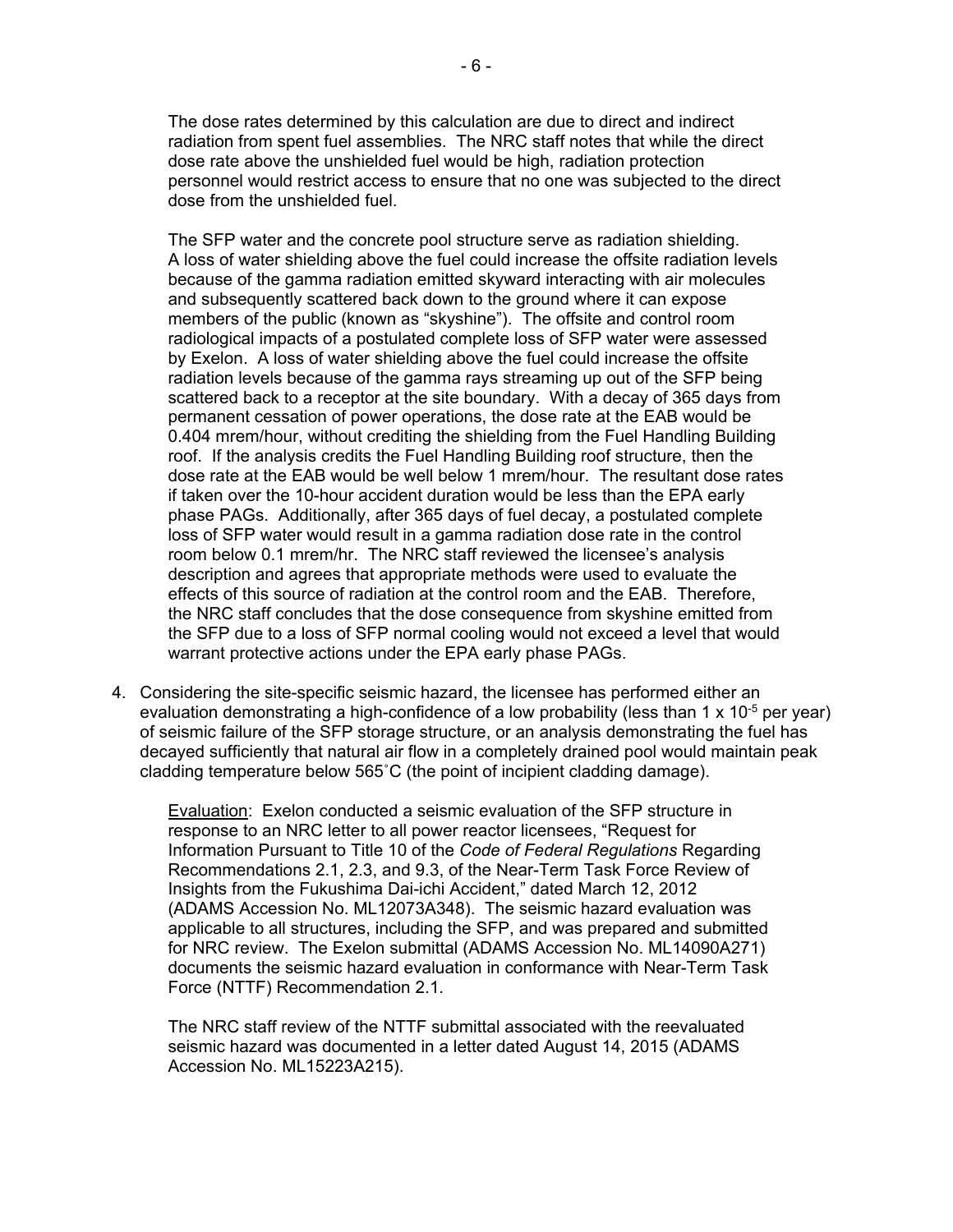The dose rates determined by this calculation are due to direct and indirect radiation from spent fuel assemblies. The NRC staff notes that while the direct dose rate above the unshielded fuel would be high, radiation protection personnel would restrict access to ensure that no one was subjected to the direct dose from the unshielded fuel.

The SFP water and the concrete pool structure serve as radiation shielding. A loss of water shielding above the fuel could increase the offsite radiation levels because of the gamma radiation emitted skyward interacting with air molecules and subsequently scattered back down to the ground where it can expose members of the public (known as "skyshine"). The offsite and control room radiological impacts of a postulated complete loss of SFP water were assessed by Exelon. A loss of water shielding above the fuel could increase the offsite radiation levels because of the gamma rays streaming up out of the SFP being scattered back to a receptor at the site boundary. With a decay of 365 days from permanent cessation of power operations, the dose rate at the EAB would be 0.404 mrem/hour, without crediting the shielding from the Fuel Handling Building roof. If the analysis credits the Fuel Handling Building roof structure, then the dose rate at the EAB would be well below 1 mrem/hour. The resultant dose rates if taken over the 10-hour accident duration would be less than the EPA early phase PAGs. Additionally, after 365 days of fuel decay, a postulated complete loss of SFP water would result in a gamma radiation dose rate in the control room below 0.1 mrem/hr. The NRC staff reviewed the licensee's analysis description and agrees that appropriate methods were used to evaluate the effects of this source of radiation at the control room and the EAB. Therefore, the NRC staff concludes that the dose consequence from skyshine emitted from the SFP due to a loss of SFP normal cooling would not exceed a level that would warrant protective actions under the EPA early phase PAGs.

4. Considering the site-specific seismic hazard, the licensee has performed either an evaluation demonstrating a high-confidence of a low probability (less than $1 \times 10^{-5}$ per year) of seismic failure of the SFP storage structure, or an analysis demonstrating the fuel has decayed sufficiently that natural air flow in a completely drained pool would maintain peak cladding temperature below 565˚C (the point of incipient cladding damage).

   Evaluation: Exelon conducted a seismic evaluation of the SFP structure in response to an NRC letter to all power reactor licensees, "Request for Information Pursuant to Title 10 of the *Code of Federal Regulations* Regarding Recommendations 2.1, 2.3, and 9.3, of the Near-Term Task Force Review of Insights from the Fukushima Dai-ichi Accident," dated March 12, 2012 (ADAMS Accession No. ML12073A348). The seismic hazard evaluation was applicable to all structures, including the SFP, and was prepared and submitted for NRC review. The Exelon submittal (ADAMS Accession No. ML14090A271) documents the seismic hazard evaluation in conformance with Near-Term Task Force (NTTF) Recommendation 2.1.

   The NRC staff review of the NTTF submittal associated with the reevaluated seismic hazard was documented in a letter dated August 14, 2015 (ADAMS Accession No. ML15223A215).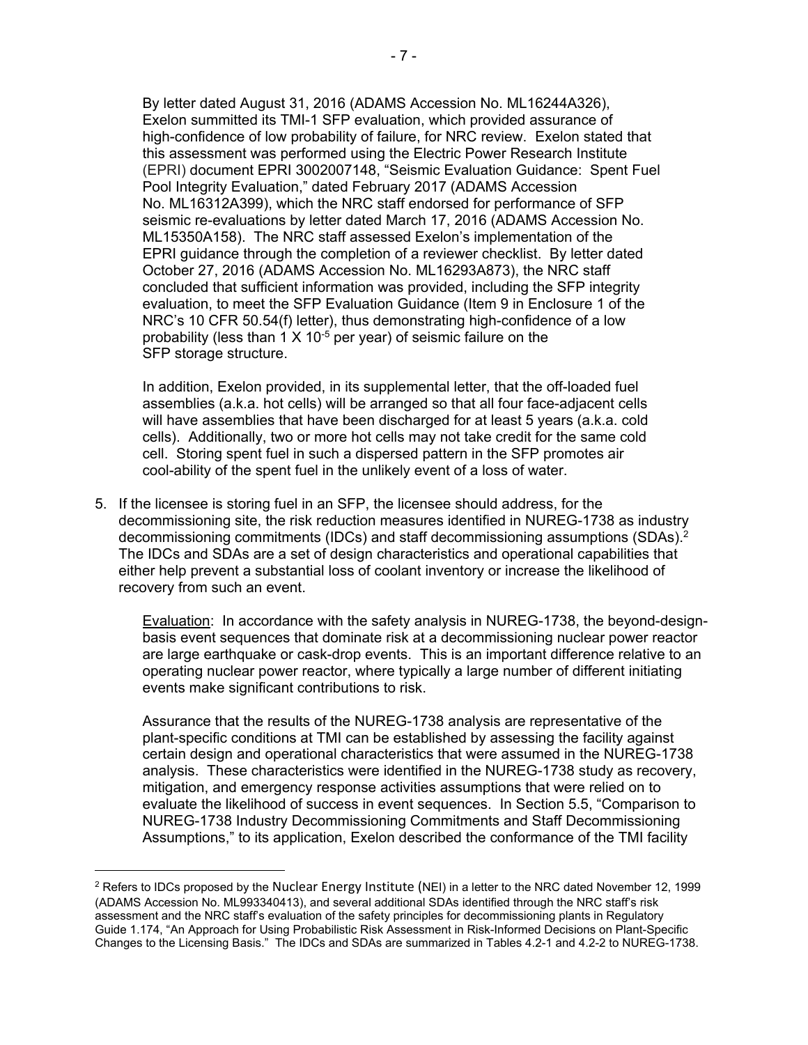By letter dated August 31, 2016 (ADAMS Accession No. ML16244A326), Exelon summitted its TMI-1 SFP evaluation, which provided assurance of high-confidence of low probability of failure, for NRC review. Exelon stated that this assessment was performed using the Electric Power Research Institute (EPRI) document EPRI 3002007148, "Seismic Evaluation Guidance: Spent Fuel Pool Integrity Evaluation," dated February 2017 (ADAMS Accession No. ML16312A399), which the NRC staff endorsed for performance of SFP seismic re-evaluations by letter dated March 17, 2016 (ADAMS Accession No. ML15350A158). The NRC staff assessed Exelon's implementation of the EPRI guidance through the completion of a reviewer checklist. By letter dated October 27, 2016 (ADAMS Accession No. ML16293A873), the NRC staff concluded that sufficient information was provided, including the SFP integrity evaluation, to meet the SFP Evaluation Guidance (Item 9 in Enclosure 1 of the NRC's 10 CFR 50.54(f) letter), thus demonstrating high-confidence of a low probability (less than $1 \times 10^{-5}$ per year) of seismic failure on the SFP storage structure.

In addition, Exelon provided, in its supplemental letter, that the off-loaded fuel assemblies (a.k.a. hot cells) will be arranged so that all four face-adjacent cells will have assemblies that have been discharged for at least 5 years (a.k.a. cold cells). Additionally, two or more hot cells may not take credit for the same cold cell. Storing spent fuel in such a dispersed pattern in the SFP promotes air cool-ability of the spent fuel in the unlikely event of a loss of water.

5. If the licensee is storing fuel in an SFP, the licensee should address, for the decommissioning site, the risk reduction measures identified in NUREG-1738 as industry decommissioning commitments (IDCs) and staff decommissioning assumptions (SDAs).[2] The IDCs and SDAs are a set of design characteristics and operational capabilities that either help prevent a substantial loss of coolant inventory or increase the likelihood of recovery from such an event.

   Evaluation: In accordance with the safety analysis in NUREG-1738, the beyond-design-basis event sequences that dominate risk at a decommissioning nuclear power reactor are large earthquake or cask-drop events. This is an important difference relative to an operating nuclear power reactor, where typically a large number of different initiating events make significant contributions to risk.

   Assurance that the results of the NUREG-1738 analysis are representative of the plant-specific conditions at TMI can be established by assessing the facility against certain design and operational characteristics that were assumed in the NUREG-1738 analysis. These characteristics were identified in the NUREG-1738 study as recovery, mitigation, and emergency response activities assumptions that were relied on to evaluate the likelihood of success in event sequences. In Section 5.5, "Comparison to NUREG-1738 Industry Decommissioning Commitments and Staff Decommissioning Assumptions," to its application, Exelon described the conformance of the TMI facility

---

[2] Refers to IDCs proposed by the Nuclear Energy Institute (NEI) in a letter to the NRC dated November 12, 1999 (ADAMS Accession No. ML993340413), and several additional SDAs identified through the NRC staff's risk assessment and the NRC staff's evaluation of the safety principles for decommissioning plants in Regulatory Guide 1.174, "An Approach for Using Probabilistic Risk Assessment in Risk-Informed Decisions on Plant-Specific Changes to the Licensing Basis." The IDCs and SDAs are summarized in Tables 4.2-1 and 4.2-2 to NUREG-1738.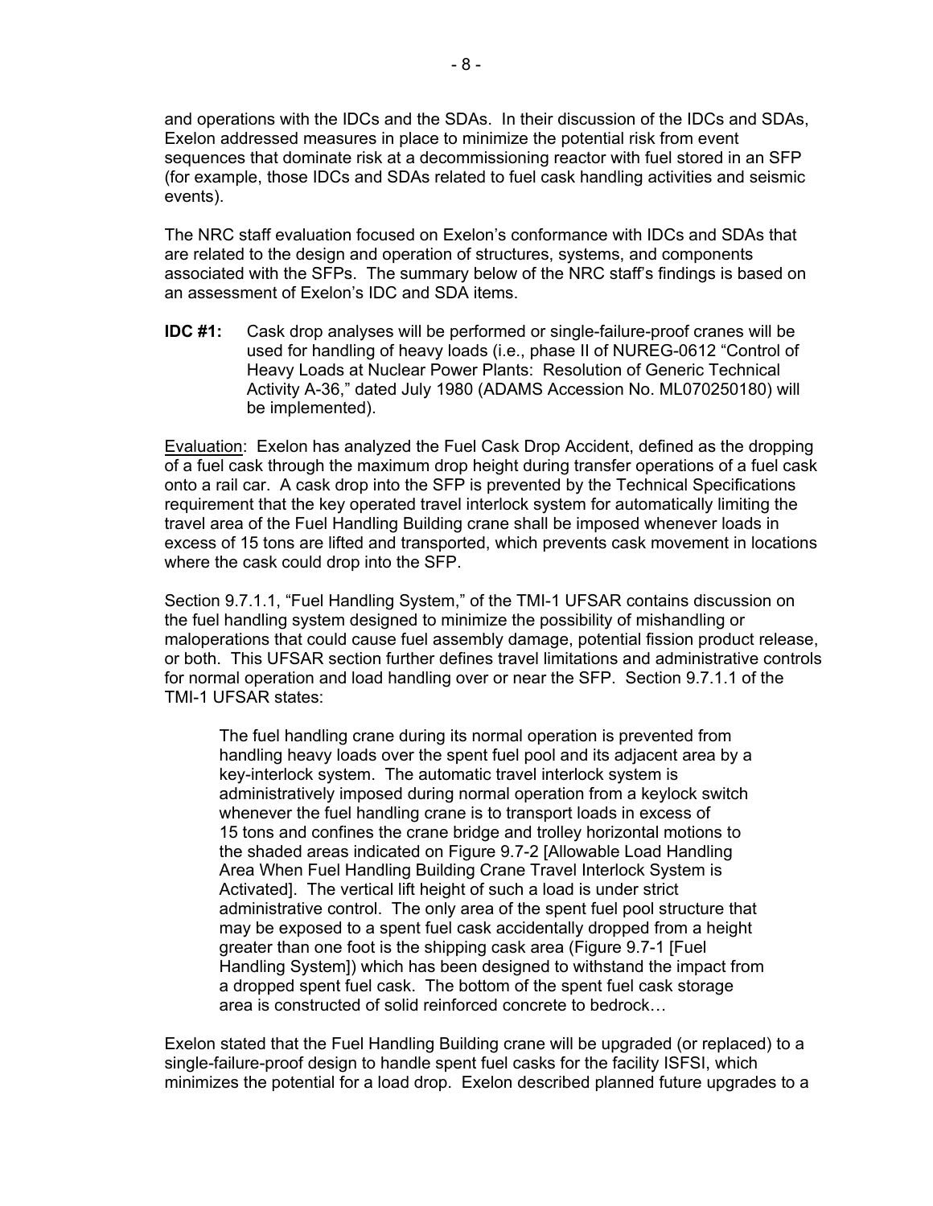and operations with the IDCs and the SDAs. In their discussion of the IDCs and SDAs, Exelon addressed measures in place to minimize the potential risk from event sequences that dominate risk at a decommissioning reactor with fuel stored in an SFP (for example, those IDCs and SDAs related to fuel cask handling activities and seismic events).

The NRC staff evaluation focused on Exelon's conformance with IDCs and SDAs that are related to the design and operation of structures, systems, and components associated with the SFPs. The summary below of the NRC staff's findings is based on an assessment of Exelon's IDC and SDA items.

**IDC #1:** Cask drop analyses will be performed or single-failure-proof cranes will be used for handling of heavy loads (i.e., phase II of NUREG-0612 "Control of Heavy Loads at Nuclear Power Plants: Resolution of Generic Technical Activity A-36," dated July 1980 (ADAMS Accession No. ML070250180) will be implemented).

Evaluation: Exelon has analyzed the Fuel Cask Drop Accident, defined as the dropping of a fuel cask through the maximum drop height during transfer operations of a fuel cask onto a rail car. A cask drop into the SFP is prevented by the Technical Specifications requirement that the key operated travel interlock system for automatically limiting the travel area of the Fuel Handling Building crane shall be imposed whenever loads in excess of 15 tons are lifted and transported, which prevents cask movement in locations where the cask could drop into the SFP.

Section 9.7.1.1, "Fuel Handling System," of the TMI-1 UFSAR contains discussion on the fuel handling system designed to minimize the possibility of mishandling or maloperations that could cause fuel assembly damage, potential fission product release, or both. This UFSAR section further defines travel limitations and administrative controls for normal operation and load handling over or near the SFP. Section 9.7.1.1 of the TMI-1 UFSAR states:

> The fuel handling crane during its normal operation is prevented from handling heavy loads over the spent fuel pool and its adjacent area by a key-interlock system. The automatic travel interlock system is administratively imposed during normal operation from a keylock switch whenever the fuel handling crane is to transport loads in excess of 15 tons and confines the crane bridge and trolley horizontal motions to the shaded areas indicated on Figure 9.7-2 [Allowable Load Handling Area When Fuel Handling Building Crane Travel Interlock System is Activated]. The vertical lift height of such a load is under strict administrative control. The only area of the spent fuel pool structure that may be exposed to a spent fuel cask accidentally dropped from a height greater than one foot is the shipping cask area (Figure 9.7-1 [Fuel Handling System]) which has been designed to withstand the impact from a dropped spent fuel cask. The bottom of the spent fuel cask storage area is constructed of solid reinforced concrete to bedrock…

Exelon stated that the Fuel Handling Building crane will be upgraded (or replaced) to a single-failure-proof design to handle spent fuel casks for the facility ISFSI, which minimizes the potential for a load drop. Exelon described planned future upgrades to a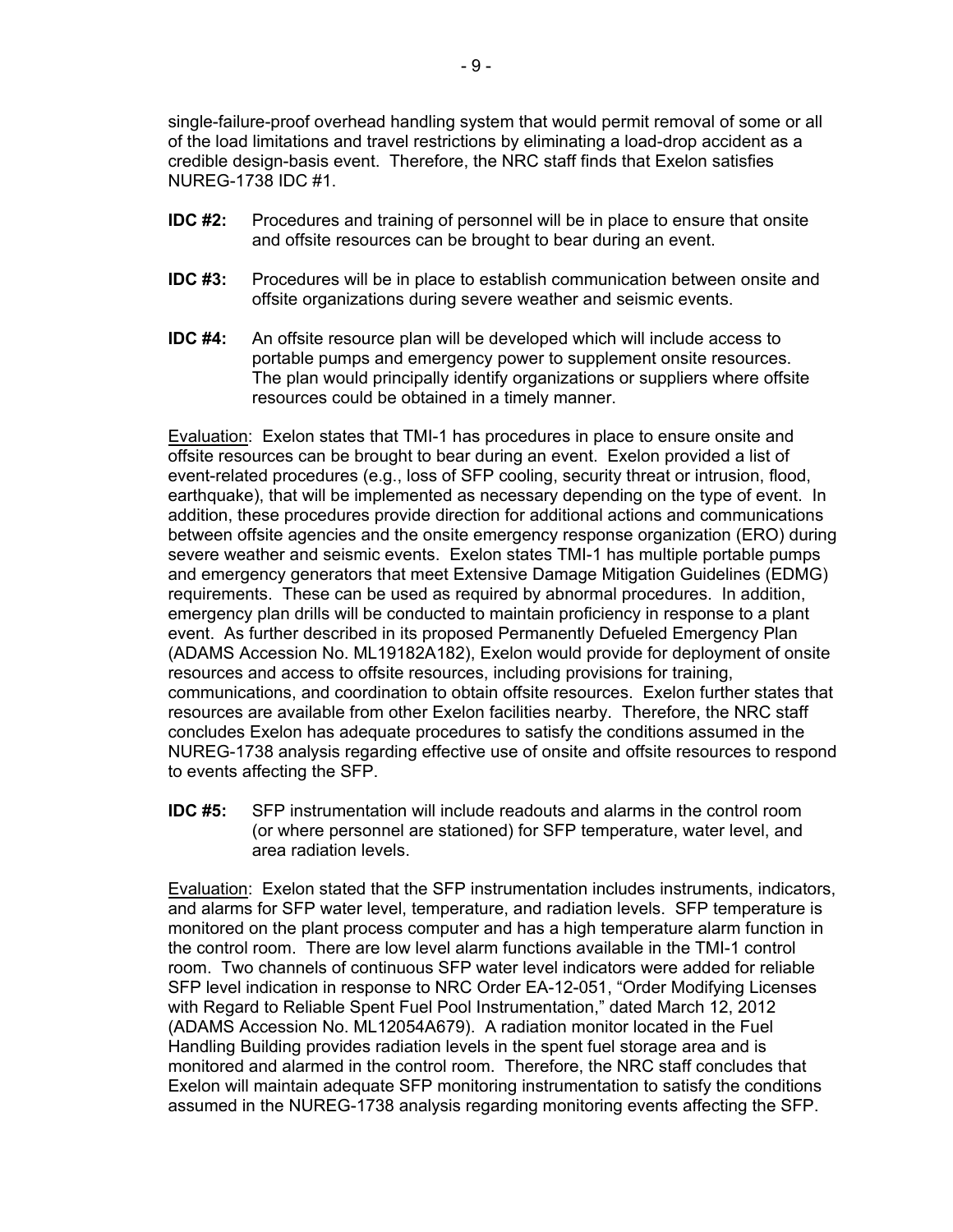single-failure-proof overhead handling system that would permit removal of some or all of the load limitations and travel restrictions by eliminating a load-drop accident as a credible design-basis event. Therefore, the NRC staff finds that Exelon satisfies NUREG-1738 IDC #1.

**IDC #2:** Procedures and training of personnel will be in place to ensure that onsite and offsite resources can be brought to bear during an event.

**IDC #3:** Procedures will be in place to establish communication between onsite and offsite organizations during severe weather and seismic events.

**IDC #4:** An offsite resource plan will be developed which will include access to portable pumps and emergency power to supplement onsite resources. The plan would principally identify organizations or suppliers where offsite resources could be obtained in a timely manner.

Evaluation: Exelon states that TMI-1 has procedures in place to ensure onsite and offsite resources can be brought to bear during an event. Exelon provided a list of event-related procedures (e.g., loss of SFP cooling, security threat or intrusion, flood, earthquake), that will be implemented as necessary depending on the type of event. In addition, these procedures provide direction for additional actions and communications between offsite agencies and the onsite emergency response organization (ERO) during severe weather and seismic events. Exelon states TMI-1 has multiple portable pumps and emergency generators that meet Extensive Damage Mitigation Guidelines (EDMG) requirements. These can be used as required by abnormal procedures. In addition, emergency plan drills will be conducted to maintain proficiency in response to a plant event. As further described in its proposed Permanently Defueled Emergency Plan (ADAMS Accession No. ML19182A182), Exelon would provide for deployment of onsite resources and access to offsite resources, including provisions for training, communications, and coordination to obtain offsite resources. Exelon further states that resources are available from other Exelon facilities nearby. Therefore, the NRC staff concludes Exelon has adequate procedures to satisfy the conditions assumed in the NUREG-1738 analysis regarding effective use of onsite and offsite resources to respond to events affecting the SFP.

**IDC #5:** SFP instrumentation will include readouts and alarms in the control room (or where personnel are stationed) for SFP temperature, water level, and area radiation levels.

Evaluation: Exelon stated that the SFP instrumentation includes instruments, indicators, and alarms for SFP water level, temperature, and radiation levels. SFP temperature is monitored on the plant process computer and has a high temperature alarm function in the control room. There are low level alarm functions available in the TMI-1 control room. Two channels of continuous SFP water level indicators were added for reliable SFP level indication in response to NRC Order EA-12-051, "Order Modifying Licenses with Regard to Reliable Spent Fuel Pool Instrumentation," dated March 12, 2012 (ADAMS Accession No. ML12054A679). A radiation monitor located in the Fuel Handling Building provides radiation levels in the spent fuel storage area and is monitored and alarmed in the control room. Therefore, the NRC staff concludes that Exelon will maintain adequate SFP monitoring instrumentation to satisfy the conditions assumed in the NUREG-1738 analysis regarding monitoring events affecting the SFP.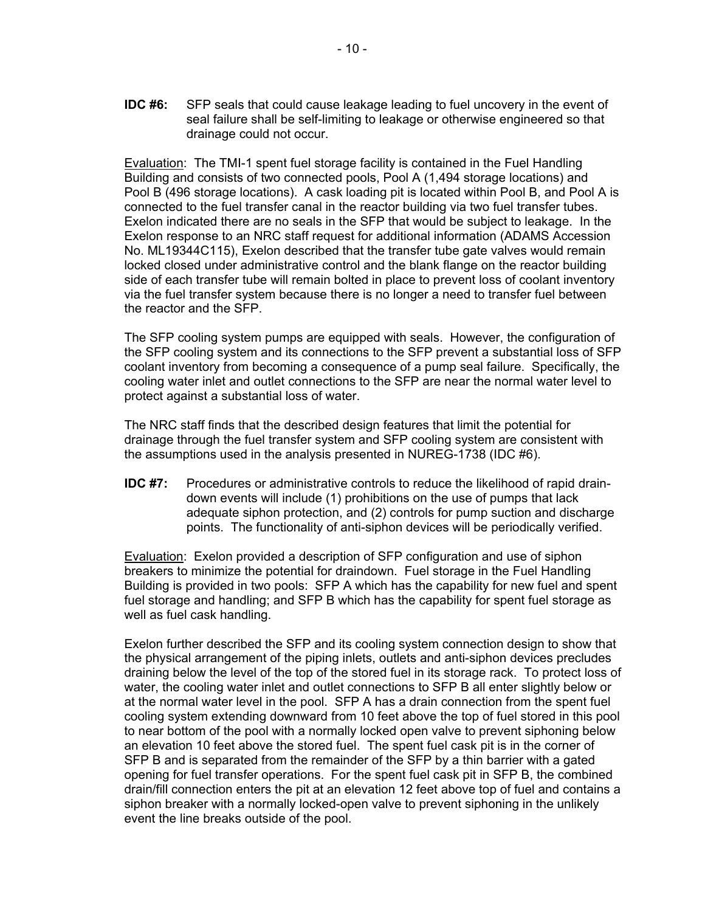**IDC #6:** SFP seals that could cause leakage leading to fuel uncovery in the event of seal failure shall be self-limiting to leakage or otherwise engineered so that drainage could not occur.

<u>Evaluation</u>: The TMI-1 spent fuel storage facility is contained in the Fuel Handling Building and consists of two connected pools, Pool A (1,494 storage locations) and Pool B (496 storage locations). A cask loading pit is located within Pool B, and Pool A is connected to the fuel transfer canal in the reactor building via two fuel transfer tubes. Exelon indicated there are no seals in the SFP that would be subject to leakage. In the Exelon response to an NRC staff request for additional information (ADAMS Accession No. ML19344C115), Exelon described that the transfer tube gate valves would remain locked closed under administrative control and the blank flange on the reactor building side of each transfer tube will remain bolted in place to prevent loss of coolant inventory via the fuel transfer system because there is no longer a need to transfer fuel between the reactor and the SFP.

The SFP cooling system pumps are equipped with seals. However, the configuration of the SFP cooling system and its connections to the SFP prevent a substantial loss of SFP coolant inventory from becoming a consequence of a pump seal failure. Specifically, the cooling water inlet and outlet connections to the SFP are near the normal water level to protect against a substantial loss of water.

The NRC staff finds that the described design features that limit the potential for drainage through the fuel transfer system and SFP cooling system are consistent with the assumptions used in the analysis presented in NUREG-1738 (IDC #6).

**IDC #7:** Procedures or administrative controls to reduce the likelihood of rapid drain-down events will include (1) prohibitions on the use of pumps that lack adequate siphon protection, and (2) controls for pump suction and discharge points. The functionality of anti-siphon devices will be periodically verified.

<u>Evaluation</u>: Exelon provided a description of SFP configuration and use of siphon breakers to minimize the potential for draindown. Fuel storage in the Fuel Handling Building is provided in two pools: SFP A which has the capability for new fuel and spent fuel storage and handling; and SFP B which has the capability for spent fuel storage as well as fuel cask handling.

Exelon further described the SFP and its cooling system connection design to show that the physical arrangement of the piping inlets, outlets and anti-siphon devices precludes draining below the level of the top of the stored fuel in its storage rack. To protect loss of water, the cooling water inlet and outlet connections to SFP B all enter slightly below or at the normal water level in the pool. SFP A has a drain connection from the spent fuel cooling system extending downward from 10 feet above the top of fuel stored in this pool to near bottom of the pool with a normally locked open valve to prevent siphoning below an elevation 10 feet above the stored fuel. The spent fuel cask pit is in the corner of SFP B and is separated from the remainder of the SFP by a thin barrier with a gated opening for fuel transfer operations. For the spent fuel cask pit in SFP B, the combined drain/fill connection enters the pit at an elevation 12 feet above top of fuel and contains a siphon breaker with a normally locked-open valve to prevent siphoning in the unlikely event the line breaks outside of the pool.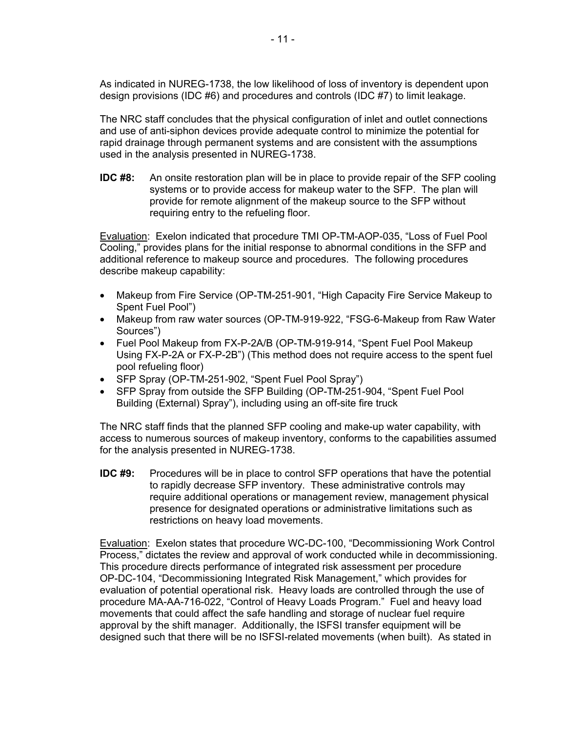As indicated in NUREG-1738, the low likelihood of loss of inventory is dependent upon design provisions (IDC #6) and procedures and controls (IDC #7) to limit leakage.

The NRC staff concludes that the physical configuration of inlet and outlet connections and use of anti-siphon devices provide adequate control to minimize the potential for rapid drainage through permanent systems and are consistent with the assumptions used in the analysis presented in NUREG-1738.

**IDC #8:** An onsite restoration plan will be in place to provide repair of the SFP cooling systems or to provide access for makeup water to the SFP. The plan will provide for remote alignment of the makeup source to the SFP without requiring entry to the refueling floor.

Evaluation: Exelon indicated that procedure TMI OP-TM-AOP-035, "Loss of Fuel Pool Cooling," provides plans for the initial response to abnormal conditions in the SFP and additional reference to makeup source and procedures. The following procedures describe makeup capability:

- Makeup from Fire Service (OP-TM-251-901, "High Capacity Fire Service Makeup to Spent Fuel Pool")
- Makeup from raw water sources (OP-TM-919-922, "FSG-6-Makeup from Raw Water Sources")
- Fuel Pool Makeup from FX-P-2A/B (OP-TM-919-914, "Spent Fuel Pool Makeup Using FX-P-2A or FX-P-2B") (This method does not require access to the spent fuel pool refueling floor)
- SFP Spray (OP-TM-251-902, "Spent Fuel Pool Spray")
- SFP Spray from outside the SFP Building (OP-TM-251-904, "Spent Fuel Pool Building (External) Spray"), including using an off-site fire truck

The NRC staff finds that the planned SFP cooling and make-up water capability, with access to numerous sources of makeup inventory, conforms to the capabilities assumed for the analysis presented in NUREG-1738.

**IDC #9:** Procedures will be in place to control SFP operations that have the potential to rapidly decrease SFP inventory. These administrative controls may require additional operations or management review, management physical presence for designated operations or administrative limitations such as restrictions on heavy load movements.

Evaluation: Exelon states that procedure WC-DC-100, "Decommissioning Work Control Process," dictates the review and approval of work conducted while in decommissioning. This procedure directs performance of integrated risk assessment per procedure OP-DC-104, "Decommissioning Integrated Risk Management," which provides for evaluation of potential operational risk. Heavy loads are controlled through the use of procedure MA-AA-716-022, "Control of Heavy Loads Program." Fuel and heavy load movements that could affect the safe handling and storage of nuclear fuel require approval by the shift manager. Additionally, the ISFSI transfer equipment will be designed such that there will be no ISFSI-related movements (when built). As stated in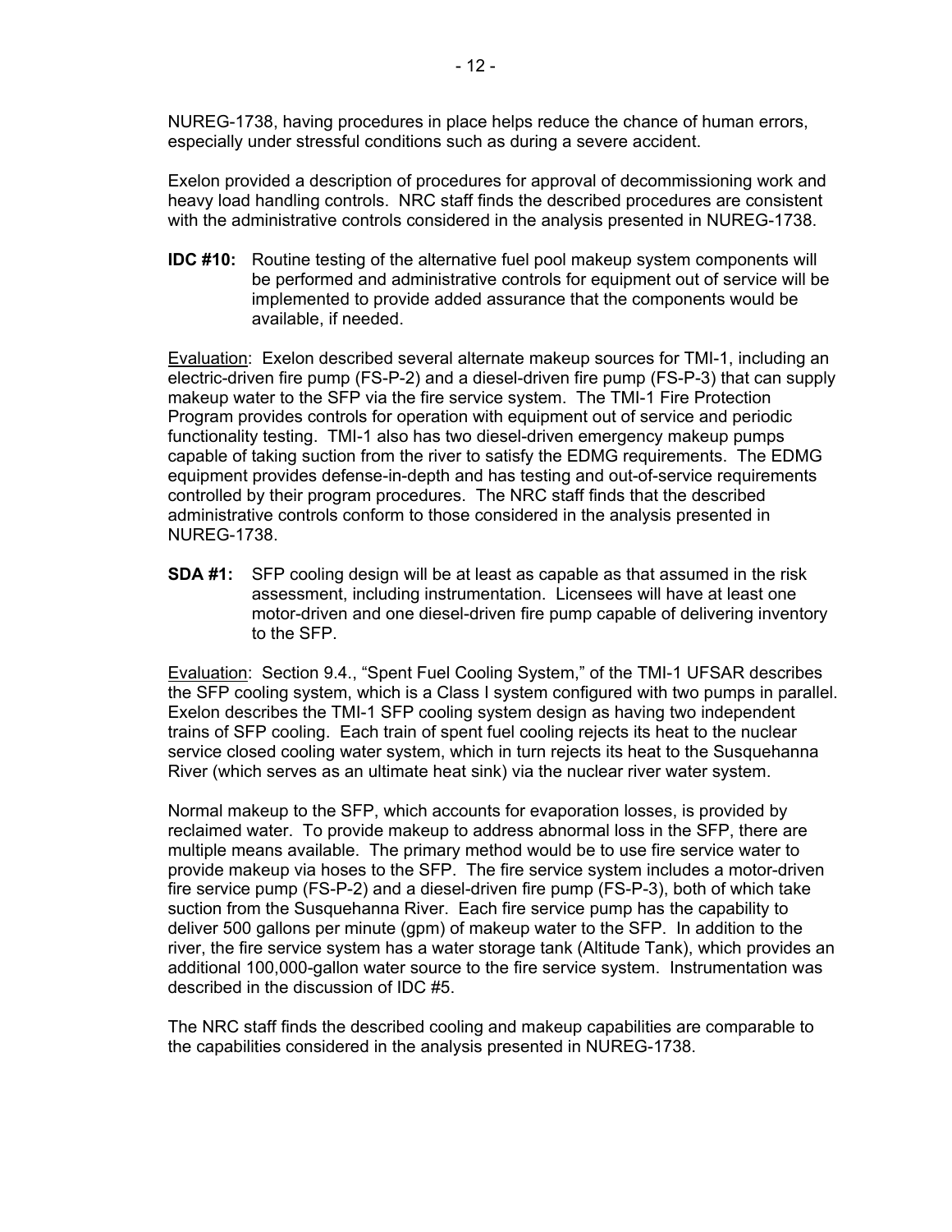NUREG-1738, having procedures in place helps reduce the chance of human errors, especially under stressful conditions such as during a severe accident.

Exelon provided a description of procedures for approval of decommissioning work and heavy load handling controls. NRC staff finds the described procedures are consistent with the administrative controls considered in the analysis presented in NUREG-1738.

**IDC #10:** Routine testing of the alternative fuel pool makeup system components will be performed and administrative controls for equipment out of service will be implemented to provide added assurance that the components would be available, if needed.

Evaluation: Exelon described several alternate makeup sources for TMI-1, including an electric-driven fire pump (FS-P-2) and a diesel-driven fire pump (FS-P-3) that can supply makeup water to the SFP via the fire service system. The TMI-1 Fire Protection Program provides controls for operation with equipment out of service and periodic functionality testing. TMI-1 also has two diesel-driven emergency makeup pumps capable of taking suction from the river to satisfy the EDMG requirements. The EDMG equipment provides defense-in-depth and has testing and out-of-service requirements controlled by their program procedures. The NRC staff finds that the described administrative controls conform to those considered in the analysis presented in NUREG-1738.

**SDA #1:** SFP cooling design will be at least as capable as that assumed in the risk assessment, including instrumentation. Licensees will have at least one motor-driven and one diesel-driven fire pump capable of delivering inventory to the SFP.

Evaluation: Section 9.4., "Spent Fuel Cooling System," of the TMI-1 UFSAR describes the SFP cooling system, which is a Class I system configured with two pumps in parallel. Exelon describes the TMI-1 SFP cooling system design as having two independent trains of SFP cooling. Each train of spent fuel cooling rejects its heat to the nuclear service closed cooling water system, which in turn rejects its heat to the Susquehanna River (which serves as an ultimate heat sink) via the nuclear river water system.

Normal makeup to the SFP, which accounts for evaporation losses, is provided by reclaimed water. To provide makeup to address abnormal loss in the SFP, there are multiple means available. The primary method would be to use fire service water to provide makeup via hoses to the SFP. The fire service system includes a motor-driven fire service pump (FS-P-2) and a diesel-driven fire pump (FS-P-3), both of which take suction from the Susquehanna River. Each fire service pump has the capability to deliver 500 gallons per minute (gpm) of makeup water to the SFP. In addition to the river, the fire service system has a water storage tank (Altitude Tank), which provides an additional 100,000-gallon water source to the fire service system. Instrumentation was described in the discussion of IDC #5.

The NRC staff finds the described cooling and makeup capabilities are comparable to the capabilities considered in the analysis presented in NUREG-1738.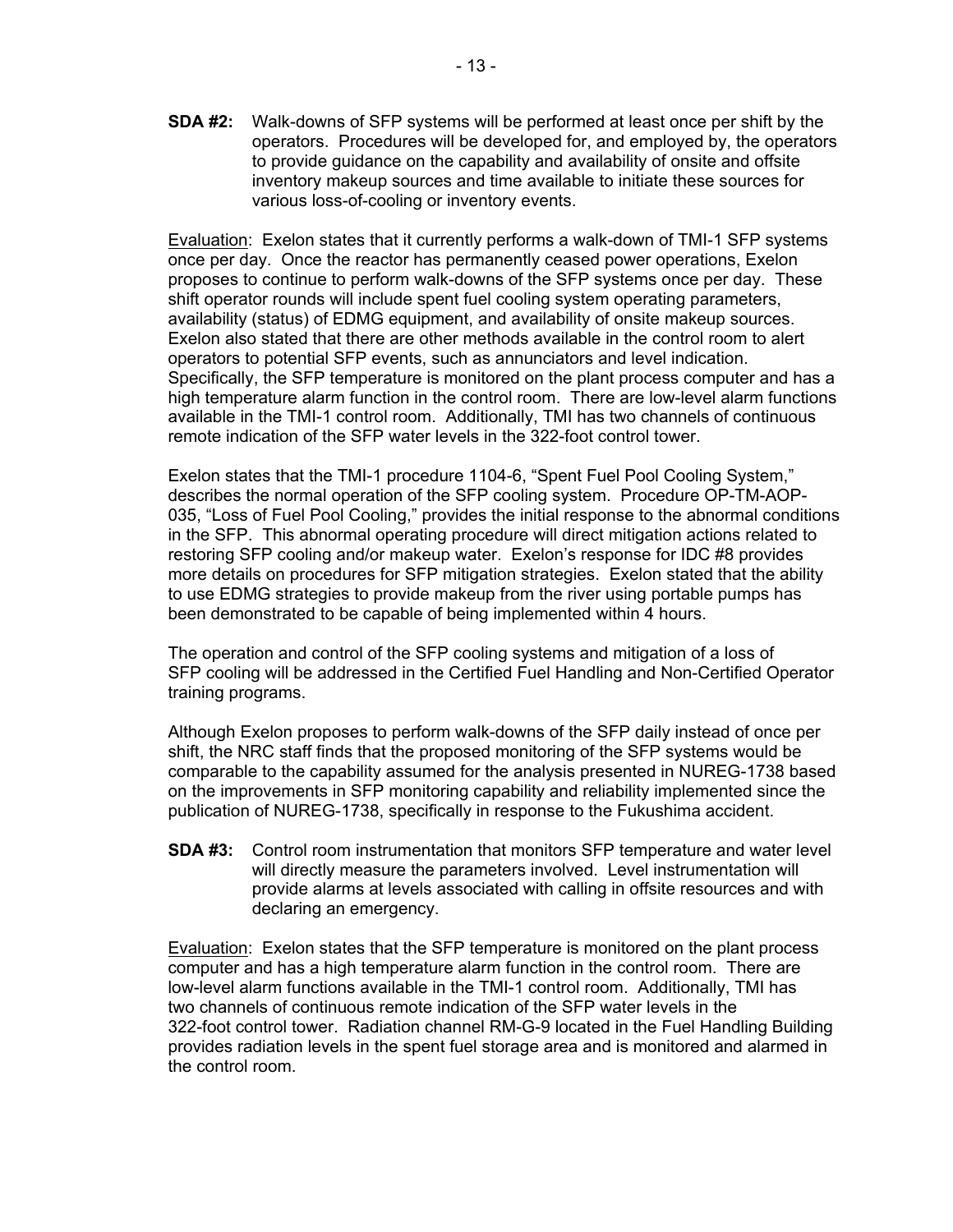**SDA #2:** Walk-downs of SFP systems will be performed at least once per shift by the operators. Procedures will be developed for, and employed by, the operators to provide guidance on the capability and availability of onsite and offsite inventory makeup sources and time available to initiate these sources for various loss-of-cooling or inventory events.

Evaluation: Exelon states that it currently performs a walk-down of TMI-1 SFP systems once per day. Once the reactor has permanently ceased power operations, Exelon proposes to continue to perform walk-downs of the SFP systems once per day. These shift operator rounds will include spent fuel cooling system operating parameters, availability (status) of EDMG equipment, and availability of onsite makeup sources. Exelon also stated that there are other methods available in the control room to alert operators to potential SFP events, such as annunciators and level indication. Specifically, the SFP temperature is monitored on the plant process computer and has a high temperature alarm function in the control room. There are low-level alarm functions available in the TMI-1 control room. Additionally, TMI has two channels of continuous remote indication of the SFP water levels in the 322-foot control tower.

Exelon states that the TMI-1 procedure 1104-6, "Spent Fuel Pool Cooling System," describes the normal operation of the SFP cooling system. Procedure OP-TM-AOP-035, "Loss of Fuel Pool Cooling," provides the initial response to the abnormal conditions in the SFP. This abnormal operating procedure will direct mitigation actions related to restoring SFP cooling and/or makeup water. Exelon's response for IDC #8 provides more details on procedures for SFP mitigation strategies. Exelon stated that the ability to use EDMG strategies to provide makeup from the river using portable pumps has been demonstrated to be capable of being implemented within 4 hours.

The operation and control of the SFP cooling systems and mitigation of a loss of SFP cooling will be addressed in the Certified Fuel Handling and Non-Certified Operator training programs.

Although Exelon proposes to perform walk-downs of the SFP daily instead of once per shift, the NRC staff finds that the proposed monitoring of the SFP systems would be comparable to the capability assumed for the analysis presented in NUREG-1738 based on the improvements in SFP monitoring capability and reliability implemented since the publication of NUREG-1738, specifically in response to the Fukushima accident.

**SDA #3:** Control room instrumentation that monitors SFP temperature and water level will directly measure the parameters involved. Level instrumentation will provide alarms at levels associated with calling in offsite resources and with declaring an emergency.

Evaluation: Exelon states that the SFP temperature is monitored on the plant process computer and has a high temperature alarm function in the control room. There are low-level alarm functions available in the TMI-1 control room. Additionally, TMI has two channels of continuous remote indication of the SFP water levels in the 322-foot control tower. Radiation channel RM-G-9 located in the Fuel Handling Building provides radiation levels in the spent fuel storage area and is monitored and alarmed in the control room.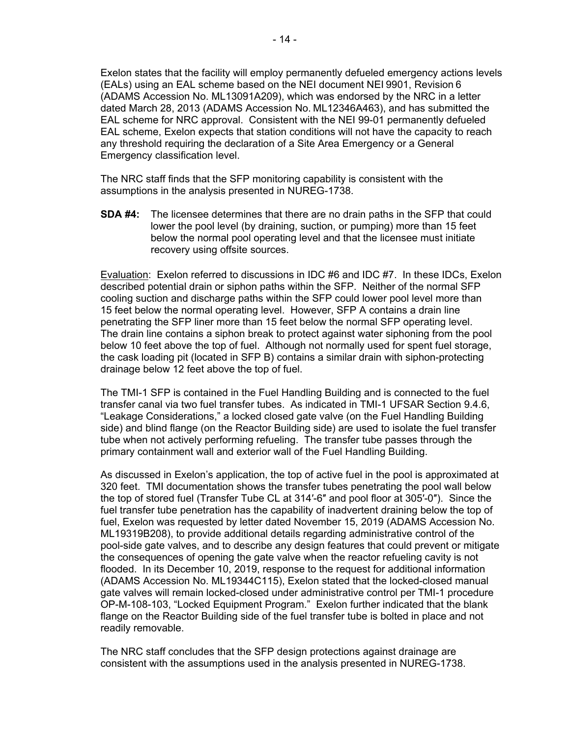Exelon states that the facility will employ permanently defueled emergency actions levels (EALs) using an EAL scheme based on the NEI document NEI 9901, Revision 6 (ADAMS Accession No. ML13091A209), which was endorsed by the NRC in a letter dated March 28, 2013 (ADAMS Accession No. ML12346A463), and has submitted the EAL scheme for NRC approval. Consistent with the NEI 99-01 permanently defueled EAL scheme, Exelon expects that station conditions will not have the capacity to reach any threshold requiring the declaration of a Site Area Emergency or a General Emergency classification level.

The NRC staff finds that the SFP monitoring capability is consistent with the assumptions in the analysis presented in NUREG-1738.

**SDA #4:** The licensee determines that there are no drain paths in the SFP that could lower the pool level (by draining, suction, or pumping) more than 15 feet below the normal pool operating level and that the licensee must initiate recovery using offsite sources.

Evaluation: Exelon referred to discussions in IDC #6 and IDC #7. In these IDCs, Exelon described potential drain or siphon paths within the SFP. Neither of the normal SFP cooling suction and discharge paths within the SFP could lower pool level more than 15 feet below the normal operating level. However, SFP A contains a drain line penetrating the SFP liner more than 15 feet below the normal SFP operating level. The drain line contains a siphon break to protect against water siphoning from the pool below 10 feet above the top of fuel. Although not normally used for spent fuel storage, the cask loading pit (located in SFP B) contains a similar drain with siphon-protecting drainage below 12 feet above the top of fuel.

The TMI-1 SFP is contained in the Fuel Handling Building and is connected to the fuel transfer canal via two fuel transfer tubes. As indicated in TMI-1 UFSAR Section 9.4.6, "Leakage Considerations," a locked closed gate valve (on the Fuel Handling Building side) and blind flange (on the Reactor Building side) are used to isolate the fuel transfer tube when not actively performing refueling. The transfer tube passes through the primary containment wall and exterior wall of the Fuel Handling Building.

As discussed in Exelon's application, the top of active fuel in the pool is approximated at 320 feet. TMI documentation shows the transfer tubes penetrating the pool wall below the top of stored fuel (Transfer Tube CL at 314′-6″ and pool floor at 305′-0″). Since the fuel transfer tube penetration has the capability of inadvertent draining below the top of fuel, Exelon was requested by letter dated November 15, 2019 (ADAMS Accession No. ML19319B208), to provide additional details regarding administrative control of the pool-side gate valves, and to describe any design features that could prevent or mitigate the consequences of opening the gate valve when the reactor refueling cavity is not flooded. In its December 10, 2019, response to the request for additional information (ADAMS Accession No. ML19344C115), Exelon stated that the locked-closed manual gate valves will remain locked-closed under administrative control per TMI-1 procedure OP-M-108-103, "Locked Equipment Program." Exelon further indicated that the blank flange on the Reactor Building side of the fuel transfer tube is bolted in place and not readily removable.

The NRC staff concludes that the SFP design protections against drainage are consistent with the assumptions used in the analysis presented in NUREG-1738.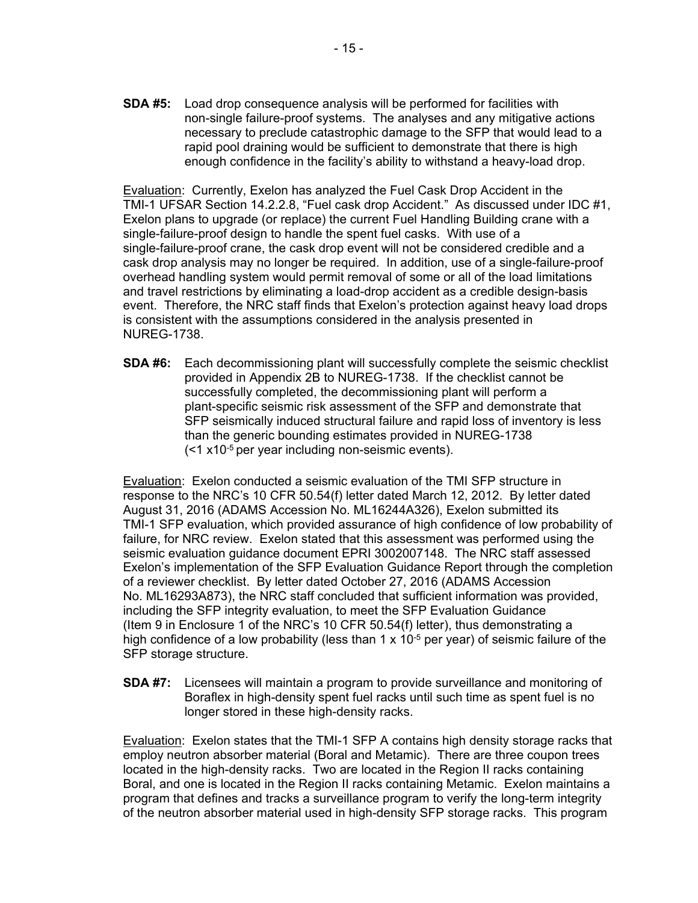**SDA #5:** Load drop consequence analysis will be performed for facilities with non-single failure-proof systems. The analyses and any mitigative actions necessary to preclude catastrophic damage to the SFP that would lead to a rapid pool draining would be sufficient to demonstrate that there is high enough confidence in the facility's ability to withstand a heavy-load drop.

Evaluation: Currently, Exelon has analyzed the Fuel Cask Drop Accident in the TMI-1 UFSAR Section 14.2.2.8, "Fuel cask drop Accident." As discussed under IDC #1, Exelon plans to upgrade (or replace) the current Fuel Handling Building crane with a single-failure-proof design to handle the spent fuel casks. With use of a single-failure-proof crane, the cask drop event will not be considered credible and a cask drop analysis may no longer be required. In addition, use of a single-failure-proof overhead handling system would permit removal of some or all of the load limitations and travel restrictions by eliminating a load-drop accident as a credible design-basis event. Therefore, the NRC staff finds that Exelon's protection against heavy load drops is consistent with the assumptions considered in the analysis presented in NUREG-1738.

**SDA #6:** Each decommissioning plant will successfully complete the seismic checklist provided in Appendix 2B to NUREG-1738. If the checklist cannot be successfully completed, the decommissioning plant will perform a plant-specific seismic risk assessment of the SFP and demonstrate that SFP seismically induced structural failure and rapid loss of inventory is less than the generic bounding estimates provided in NUREG-1738 ($<1 \times 10^{-5}$ per year including non-seismic events).

Evaluation: Exelon conducted a seismic evaluation of the TMI SFP structure in response to the NRC's 10 CFR 50.54(f) letter dated March 12, 2012. By letter dated August 31, 2016 (ADAMS Accession No. ML16244A326), Exelon submitted its TMI-1 SFP evaluation, which provided assurance of high confidence of low probability of failure, for NRC review. Exelon stated that this assessment was performed using the seismic evaluation guidance document EPRI 3002007148. The NRC staff assessed Exelon's implementation of the SFP Evaluation Guidance Report through the completion of a reviewer checklist. By letter dated October 27, 2016 (ADAMS Accession No. ML16293A873), the NRC staff concluded that sufficient information was provided, including the SFP integrity evaluation, to meet the SFP Evaluation Guidance (Item 9 in Enclosure 1 of the NRC's 10 CFR 50.54(f) letter), thus demonstrating a high confidence of a low probability (less than $1 \times 10^{-5}$ per year) of seismic failure of the SFP storage structure.

**SDA #7:** Licensees will maintain a program to provide surveillance and monitoring of Boraflex in high-density spent fuel racks until such time as spent fuel is no longer stored in these high-density racks.

Evaluation: Exelon states that the TMI-1 SFP A contains high density storage racks that employ neutron absorber material (Boral and Metamic). There are three coupon trees located in the high-density racks. Two are located in the Region II racks containing Boral, and one is located in the Region II racks containing Metamic. Exelon maintains a program that defines and tracks a surveillance program to verify the long-term integrity of the neutron absorber material used in high-density SFP storage racks. This program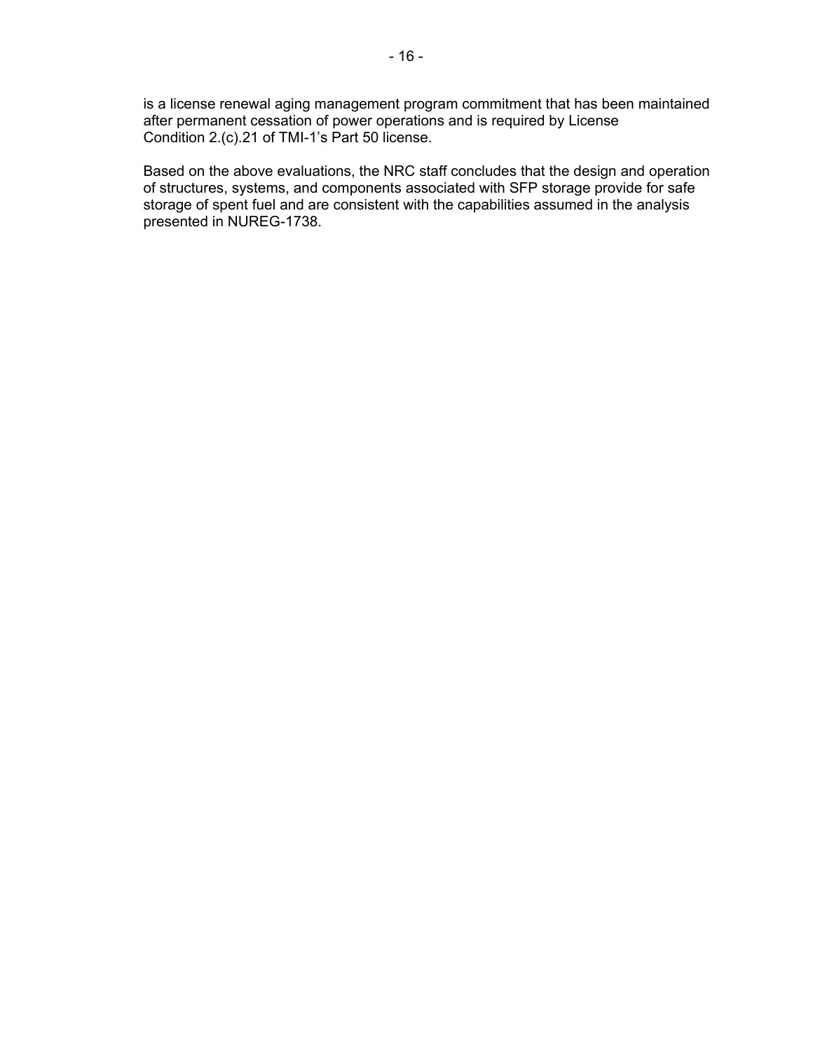is a license renewal aging management program commitment that has been maintained after permanent cessation of power operations and is required by License Condition 2.(c).21 of TMI-1's Part 50 license.

Based on the above evaluations, the NRC staff concludes that the design and operation of structures, systems, and components associated with SFP storage provide for safe storage of spent fuel and are consistent with the capabilities assumed in the analysis presented in NUREG-1738.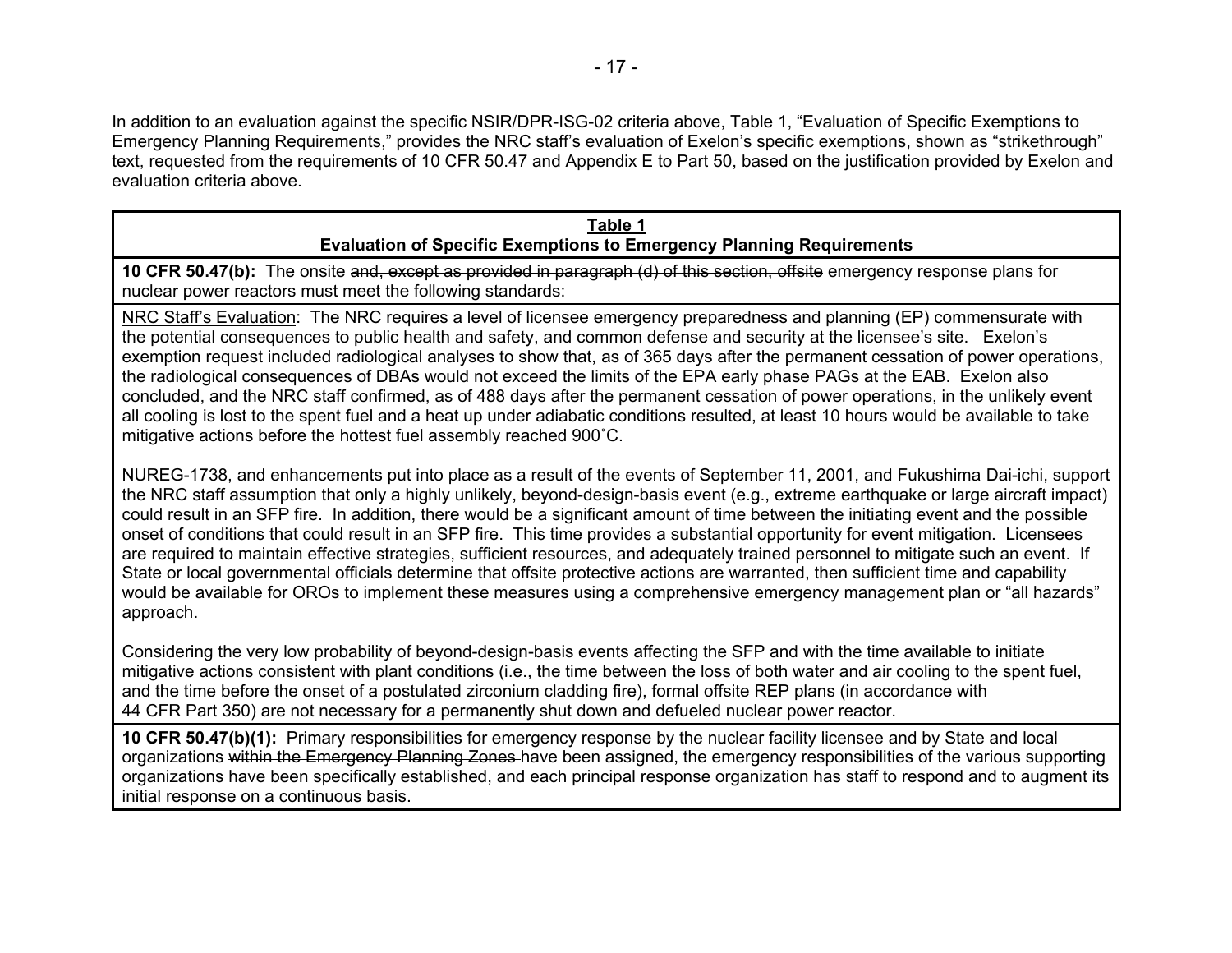In addition to an evaluation against the specific NSIR/DPR-ISG-02 criteria above, Table 1, "Evaluation of Specific Exemptions to Emergency Planning Requirements," provides the NRC staff's evaluation of Exelon's specific exemptions, shown as "strikethrough" text, requested from the requirements of 10 CFR 50.47 and Appendix E to Part 50, based on the justification provided by Exelon and evaluation criteria above.

| **Table 1**<br>**Evaluation of Specific Exemptions to Emergency Planning Requirements** |
|---|
| **10 CFR 50.47(b):** The onsite ~~and, except as provided in paragraph (d) of this section, offsite~~ emergency response plans for nuclear power reactors must meet the following standards: |
| NRC Staff's Evaluation: The NRC requires a level of licensee emergency preparedness and planning (EP) commensurate with the potential consequences to public health and safety, and common defense and security at the licensee's site. Exelon's exemption request included radiological analyses to show that, as of 365 days after the permanent cessation of power operations, the radiological consequences of DBAs would not exceed the limits of the EPA early phase PAGs at the EAB. Exelon also concluded, and the NRC staff confirmed, as of 488 days after the permanent cessation of power operations, in the unlikely event all cooling is lost to the spent fuel and a heat up under adiabatic conditions resulted, at least 10 hours would be available to take mitigative actions before the hottest fuel assembly reached 900˚C.<br><br>NUREG-1738, and enhancements put into place as a result of the events of September 11, 2001, and Fukushima Dai-ichi, support the NRC staff assumption that only a highly unlikely, beyond-design-basis event (e.g., extreme earthquake or large aircraft impact) could result in an SFP fire. In addition, there would be a significant amount of time between the initiating event and the possible onset of conditions that could result in an SFP fire. This time provides a substantial opportunity for event mitigation. Licensees are required to maintain effective strategies, sufficient resources, and adequately trained personnel to mitigate such an event. If State or local governmental officials determine that offsite protective actions are warranted, then sufficient time and capability would be available for OROs to implement these measures using a comprehensive emergency management plan or "all hazards" approach.<br><br>Considering the very low probability of beyond-design-basis events affecting the SFP and with the time available to initiate mitigative actions consistent with plant conditions (i.e., the time between the loss of both water and air cooling to the spent fuel, and the time before the onset of a postulated zirconium cladding fire), formal offsite REP plans (in accordance with 44 CFR Part 350) are not necessary for a permanently shut down and defueled nuclear power reactor. |
| **10 CFR 50.47(b)(1):** Primary responsibilities for emergency response by the nuclear facility licensee and by State and local organizations ~~within the Emergency Planning Zones~~ have been assigned, the emergency responsibilities of the various supporting organizations have been specifically established, and each principal response organization has staff to respond and to augment its initial response on a continuous basis. |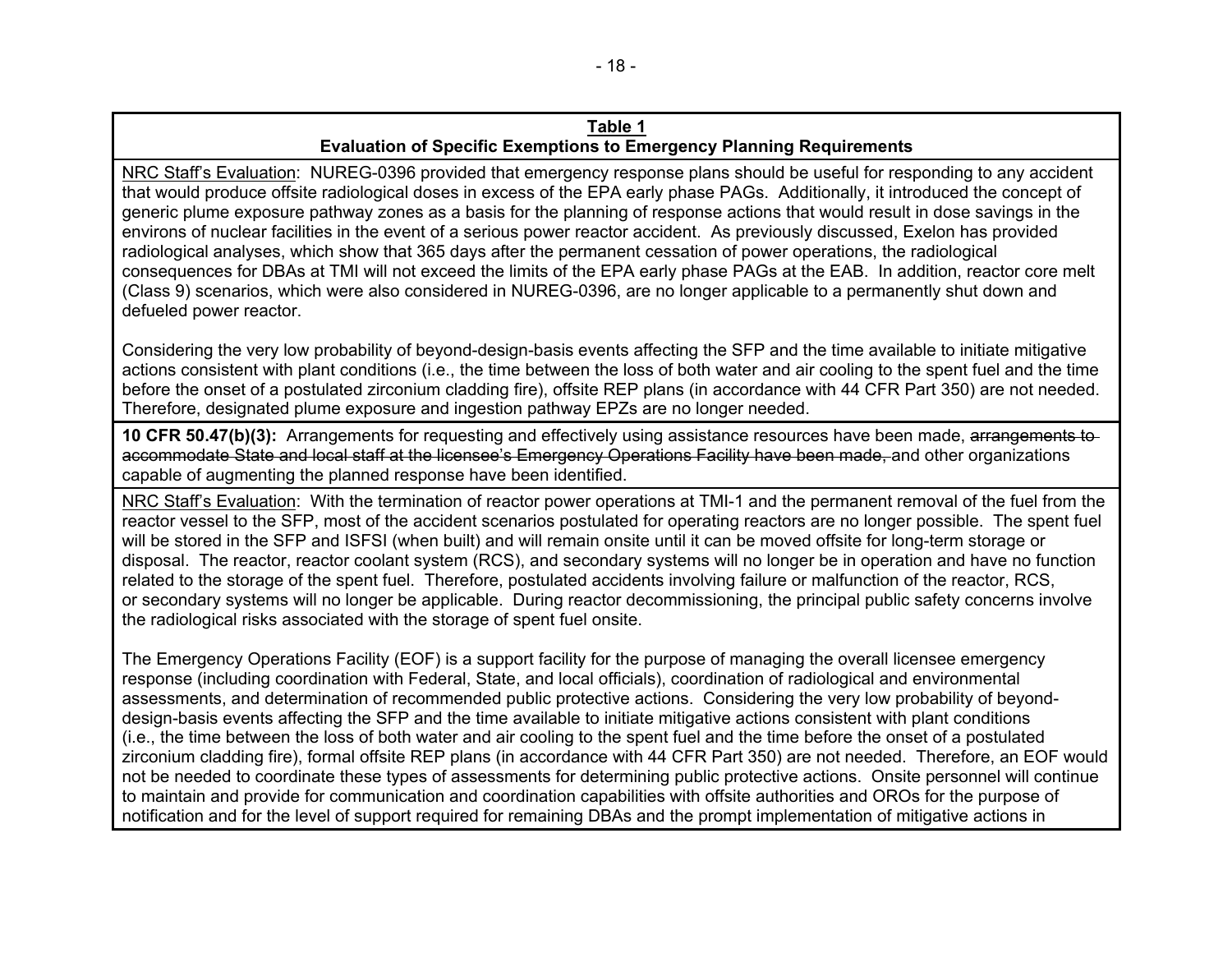**Table 1**
**Evaluation of Specific Exemptions to Emergency Planning Requirements**

NRC Staff's Evaluation: NUREG-0396 provided that emergency response plans should be useful for responding to any accident that would produce offsite radiological doses in excess of the EPA early phase PAGs. Additionally, it introduced the concept of generic plume exposure pathway zones as a basis for the planning of response actions that would result in dose savings in the environs of nuclear facilities in the event of a serious power reactor accident. As previously discussed, Exelon has provided radiological analyses, which show that 365 days after the permanent cessation of power operations, the radiological consequences for DBAs at TMI will not exceed the limits of the EPA early phase PAGs at the EAB. In addition, reactor core melt (Class 9) scenarios, which were also considered in NUREG-0396, are no longer applicable to a permanently shut down and defueled power reactor.

Considering the very low probability of beyond-design-basis events affecting the SFP and the time available to initiate mitigative actions consistent with plant conditions (i.e., the time between the loss of both water and air cooling to the spent fuel and the time before the onset of a postulated zirconium cladding fire), offsite REP plans (in accordance with 44 CFR Part 350) are not needed. Therefore, designated plume exposure and ingestion pathway EPZs are no longer needed.

**10 CFR 50.47(b)(3):** Arrangements for requesting and effectively using assistance resources have been made, ~~arrangements to accommodate State and local staff at the licensee's Emergency Operations Facility have been made,~~ and other organizations capable of augmenting the planned response have been identified.

NRC Staff's Evaluation: With the termination of reactor power operations at TMI-1 and the permanent removal of the fuel from the reactor vessel to the SFP, most of the accident scenarios postulated for operating reactors are no longer possible. The spent fuel will be stored in the SFP and ISFSI (when built) and will remain onsite until it can be moved offsite for long-term storage or disposal. The reactor, reactor coolant system (RCS), and secondary systems will no longer be in operation and have no function related to the storage of the spent fuel. Therefore, postulated accidents involving failure or malfunction of the reactor, RCS, or secondary systems will no longer be applicable. During reactor decommissioning, the principal public safety concerns involve the radiological risks associated with the storage of spent fuel onsite.

The Emergency Operations Facility (EOF) is a support facility for the purpose of managing the overall licensee emergency response (including coordination with Federal, State, and local officials), coordination of radiological and environmental assessments, and determination of recommended public protective actions. Considering the very low probability of beyond-design-basis events affecting the SFP and the time available to initiate mitigative actions consistent with plant conditions (i.e., the time between the loss of both water and air cooling to the spent fuel and the time before the onset of a postulated zirconium cladding fire), formal offsite REP plans (in accordance with 44 CFR Part 350) are not needed. Therefore, an EOF would not be needed to coordinate these types of assessments for determining public protective actions. Onsite personnel will continue to maintain and provide for communication and coordination capabilities with offsite authorities and OROs for the purpose of notification and for the level of support required for remaining DBAs and the prompt implementation of mitigative actions in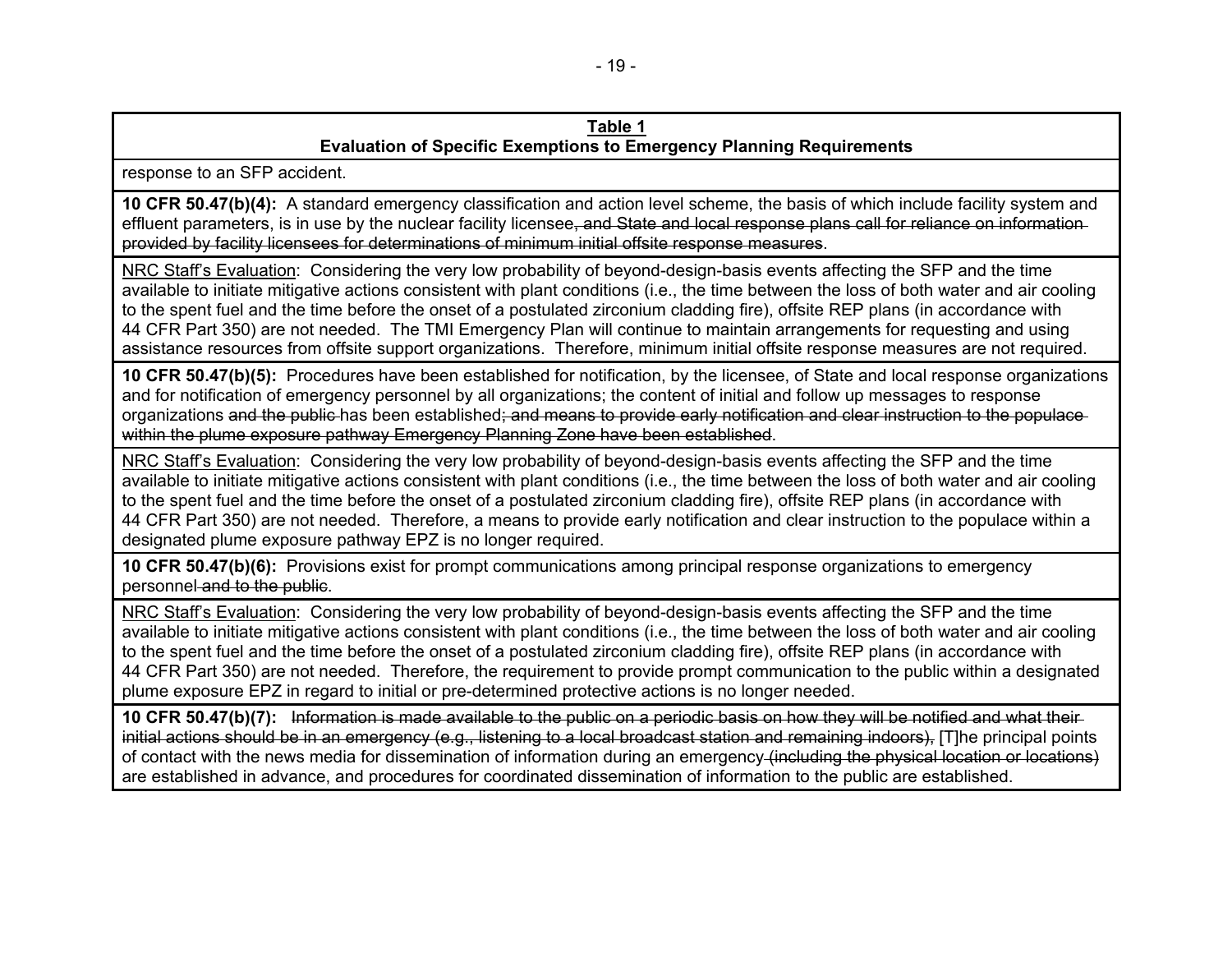**Table 1**
**Evaluation of Specific Exemptions to Emergency Planning Requirements**

| |
|---|
| response to an SFP accident. |
| **10 CFR 50.47(b)(4):** A standard emergency classification and action level scheme, the basis of which include facility system and effluent parameters, is in use by the nuclear facility licensee~~, and State and local response plans call for reliance on information provided by facility licensees for determinations of minimum initial offsite response measures~~. |
| NRC Staff's Evaluation: Considering the very low probability of beyond-design-basis events affecting the SFP and the time available to initiate mitigative actions consistent with plant conditions (i.e., the time between the loss of both water and air cooling to the spent fuel and the time before the onset of a postulated zirconium cladding fire), offsite REP plans (in accordance with 44 CFR Part 350) are not needed. The TMI Emergency Plan will continue to maintain arrangements for requesting and using assistance resources from offsite support organizations. Therefore, minimum initial offsite response measures are not required. |
| **10 CFR 50.47(b)(5):** Procedures have been established for notification, by the licensee, of State and local response organizations and for notification of emergency personnel by all organizations; the content of initial and follow up messages to response organizations ~~and the public~~ has been established~~; and means to provide early notification and clear instruction to the populace within the plume exposure pathway Emergency Planning Zone have been established~~. |
| NRC Staff's Evaluation: Considering the very low probability of beyond-design-basis events affecting the SFP and the time available to initiate mitigative actions consistent with plant conditions (i.e., the time between the loss of both water and air cooling to the spent fuel and the time before the onset of a postulated zirconium cladding fire), offsite REP plans (in accordance with 44 CFR Part 350) are not needed. Therefore, a means to provide early notification and clear instruction to the populace within a designated plume exposure pathway EPZ is no longer required. |
| **10 CFR 50.47(b)(6):** Provisions exist for prompt communications among principal response organizations to emergency personnel ~~and to the public~~. |
| NRC Staff's Evaluation: Considering the very low probability of beyond-design-basis events affecting the SFP and the time available to initiate mitigative actions consistent with plant conditions (i.e., the time between the loss of both water and air cooling to the spent fuel and the time before the onset of a postulated zirconium cladding fire), offsite REP plans (in accordance with 44 CFR Part 350) are not needed. Therefore, the requirement to provide prompt communication to the public within a designated plume exposure EPZ in regard to initial or pre-determined protective actions is no longer needed. |
| **10 CFR 50.47(b)(7):** ~~Information is made available to the public on a periodic basis on how they will be notified and what their initial actions should be in an emergency (e.g., listening to a local broadcast station and remaining indoors),~~ [T]he principal points of contact with the news media for dissemination of information during an emergency ~~(including the physical location or locations)~~ are established in advance, and procedures for coordinated dissemination of information to the public are established. |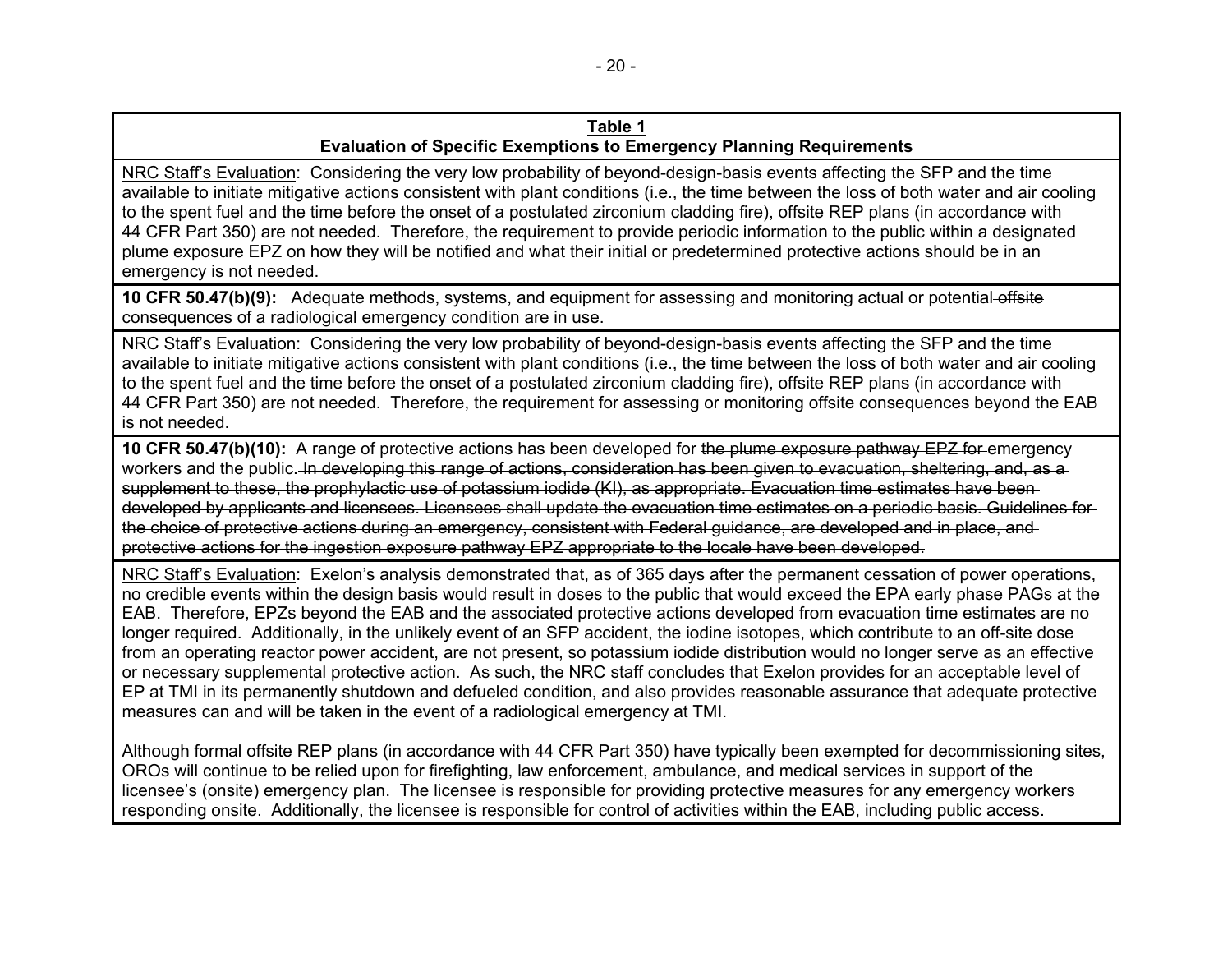**Table 1**
**Evaluation of Specific Exemptions to Emergency Planning Requirements**

NRC Staff's Evaluation: Considering the very low probability of beyond-design-basis events affecting the SFP and the time available to initiate mitigative actions consistent with plant conditions (i.e., the time between the loss of both water and air cooling to the spent fuel and the time before the onset of a postulated zirconium cladding fire), offsite REP plans (in accordance with 44 CFR Part 350) are not needed. Therefore, the requirement to provide periodic information to the public within a designated plume exposure EPZ on how they will be notified and what their initial or predetermined protective actions should be in an emergency is not needed.

**10 CFR 50.47(b)(9):** Adequate methods, systems, and equipment for assessing and monitoring actual or potential ~~offsite~~ consequences of a radiological emergency condition are in use.

NRC Staff's Evaluation: Considering the very low probability of beyond-design-basis events affecting the SFP and the time available to initiate mitigative actions consistent with plant conditions (i.e., the time between the loss of both water and air cooling to the spent fuel and the time before the onset of a postulated zirconium cladding fire), offsite REP plans (in accordance with 44 CFR Part 350) are not needed. Therefore, the requirement for assessing or monitoring offsite consequences beyond the EAB is not needed.

**10 CFR 50.47(b)(10):** A range of protective actions has been developed for ~~the plume exposure pathway EPZ for~~ emergency workers and the public. ~~In developing this range of actions, consideration has been given to evacuation, sheltering, and, as a supplement to these, the prophylactic use of potassium iodide (KI), as appropriate. Evacuation time estimates have been developed by applicants and licensees. Licensees shall update the evacuation time estimates on a periodic basis. Guidelines for the choice of protective actions during an emergency, consistent with Federal guidance, are developed and in place, and protective actions for the ingestion exposure pathway EPZ appropriate to the locale have been developed.~~

NRC Staff's Evaluation: Exelon's analysis demonstrated that, as of 365 days after the permanent cessation of power operations, no credible events within the design basis would result in doses to the public that would exceed the EPA early phase PAGs at the EAB. Therefore, EPZs beyond the EAB and the associated protective actions developed from evacuation time estimates are no longer required. Additionally, in the unlikely event of an SFP accident, the iodine isotopes, which contribute to an off-site dose from an operating reactor power accident, are not present, so potassium iodide distribution would no longer serve as an effective or necessary supplemental protective action. As such, the NRC staff concludes that Exelon provides for an acceptable level of EP at TMI in its permanently shutdown and defueled condition, and also provides reasonable assurance that adequate protective measures can and will be taken in the event of a radiological emergency at TMI.

Although formal offsite REP plans (in accordance with 44 CFR Part 350) have typically been exempted for decommissioning sites, OROs will continue to be relied upon for firefighting, law enforcement, ambulance, and medical services in support of the licensee's (onsite) emergency plan. The licensee is responsible for providing protective measures for any emergency workers responding onsite. Additionally, the licensee is responsible for control of activities within the EAB, including public access.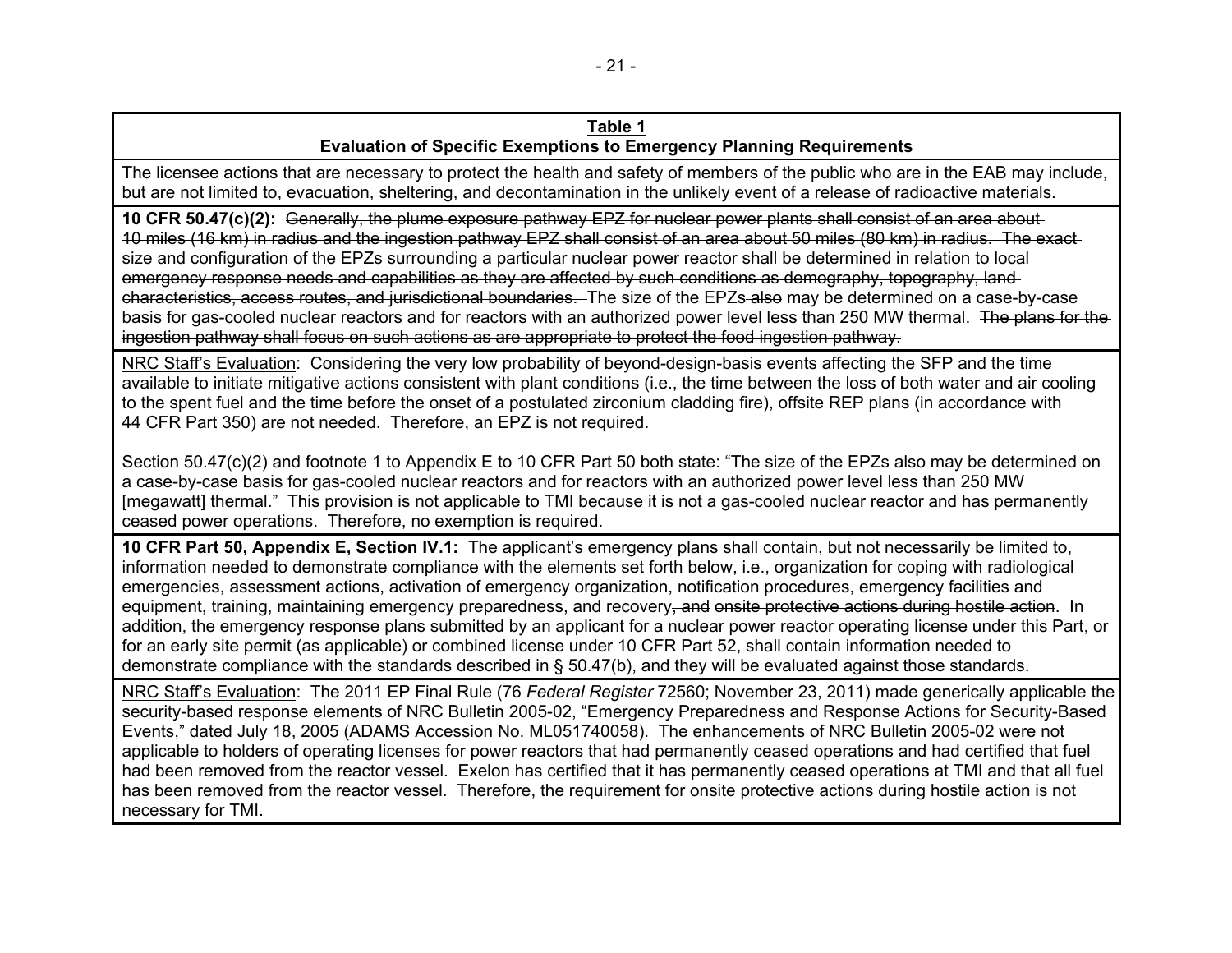**Table 1**
**Evaluation of Specific Exemptions to Emergency Planning Requirements**

The licensee actions that are necessary to protect the health and safety of members of the public who are in the EAB may include, but are not limited to, evacuation, sheltering, and decontamination in the unlikely event of a release of radioactive materials.

**10 CFR 50.47(c)(2):** ~~Generally, the plume exposure pathway EPZ for nuclear power plants shall consist of an area about 10 miles (16 km) in radius and the ingestion pathway EPZ shall consist of an area about 50 miles (80 km) in radius. The exact size and configuration of the EPZs surrounding a particular nuclear power reactor shall be determined in relation to local emergency response needs and capabilities as they are affected by such conditions as demography, topography, land characteristics, access routes, and jurisdictional boundaries.~~ The size of the EPZs ~~also~~ may be determined on a case-by-case basis for gas-cooled nuclear reactors and for reactors with an authorized power level less than 250 MW thermal. ~~The plans for the ingestion pathway shall focus on such actions as are appropriate to protect the food ingestion pathway.~~

NRC Staff's Evaluation: Considering the very low probability of beyond-design-basis events affecting the SFP and the time available to initiate mitigative actions consistent with plant conditions (i.e., the time between the loss of both water and air cooling to the spent fuel and the time before the onset of a postulated zirconium cladding fire), offsite REP plans (in accordance with 44 CFR Part 350) are not needed. Therefore, an EPZ is not required.

Section 50.47(c)(2) and footnote 1 to Appendix E to 10 CFR Part 50 both state: "The size of the EPZs also may be determined on a case-by-case basis for gas-cooled nuclear reactors and for reactors with an authorized power level less than 250 MW [megawatt] thermal." This provision is not applicable to TMI because it is not a gas-cooled nuclear reactor and has permanently ceased power operations. Therefore, no exemption is required.

**10 CFR Part 50, Appendix E, Section IV.1:** The applicant's emergency plans shall contain, but not necessarily be limited to, information needed to demonstrate compliance with the elements set forth below, i.e., organization for coping with radiological emergencies, assessment actions, activation of emergency organization, notification procedures, emergency facilities and equipment, training, maintaining emergency preparedness, and recovery~~, and onsite protective actions during hostile action~~. In addition, the emergency response plans submitted by an applicant for a nuclear power reactor operating license under this Part, or for an early site permit (as applicable) or combined license under 10 CFR Part 52, shall contain information needed to demonstrate compliance with the standards described in § 50.47(b), and they will be evaluated against those standards.

NRC Staff's Evaluation: The 2011 EP Final Rule (76 *Federal Register* 72560; November 23, 2011) made generically applicable the security-based response elements of NRC Bulletin 2005-02, "Emergency Preparedness and Response Actions for Security-Based Events," dated July 18, 2005 (ADAMS Accession No. ML051740058). The enhancements of NRC Bulletin 2005-02 were not applicable to holders of operating licenses for power reactors that had permanently ceased operations and had certified that fuel had been removed from the reactor vessel. Exelon has certified that it has permanently ceased operations at TMI and that all fuel has been removed from the reactor vessel. Therefore, the requirement for onsite protective actions during hostile action is not necessary for TMI.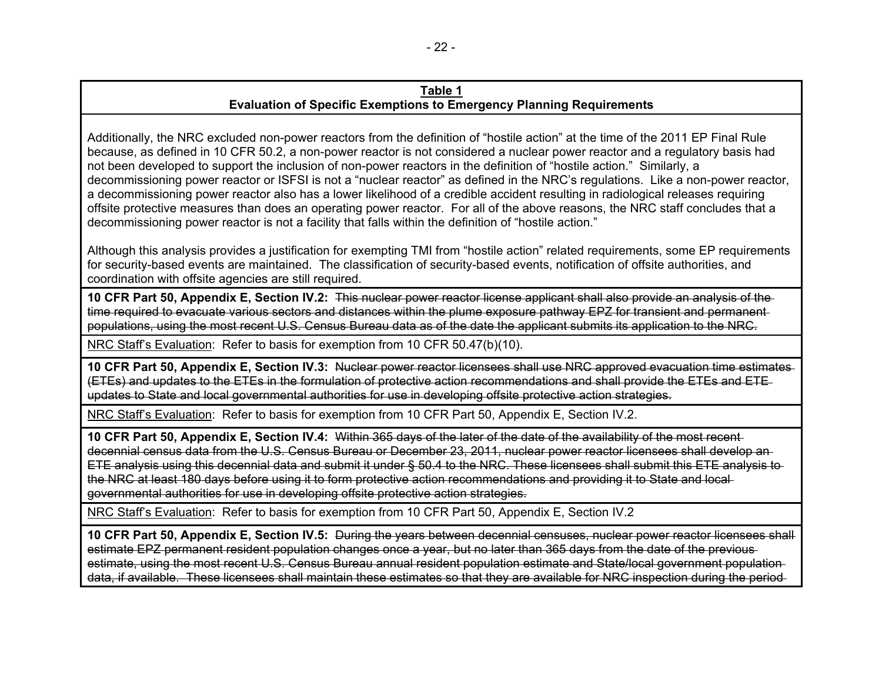**Table 1**
**Evaluation of Specific Exemptions to Emergency Planning Requirements**

Additionally, the NRC excluded non-power reactors from the definition of "hostile action" at the time of the 2011 EP Final Rule because, as defined in 10 CFR 50.2, a non-power reactor is not considered a nuclear power reactor and a regulatory basis had not been developed to support the inclusion of non-power reactors in the definition of "hostile action." Similarly, a decommissioning power reactor or ISFSI is not a "nuclear reactor" as defined in the NRC's regulations. Like a non-power reactor, a decommissioning power reactor also has a lower likelihood of a credible accident resulting in radiological releases requiring offsite protective measures than does an operating power reactor. For all of the above reasons, the NRC staff concludes that a decommissioning power reactor is not a facility that falls within the definition of "hostile action."

Although this analysis provides a justification for exempting TMI from "hostile action" related requirements, some EP requirements for security-based events are maintained. The classification of security-based events, notification of offsite authorities, and coordination with offsite agencies are still required.

**10 CFR Part 50, Appendix E, Section IV.2:** ~~This nuclear power reactor license applicant shall also provide an analysis of the time required to evacuate various sectors and distances within the plume exposure pathway EPZ for transient and permanent populations, using the most recent U.S. Census Bureau data as of the date the applicant submits its application to the NRC.~~

<u>NRC Staff's Evaluation</u>: Refer to basis for exemption from 10 CFR 50.47(b)(10).

**10 CFR Part 50, Appendix E, Section IV.3:** ~~Nuclear power reactor licensees shall use NRC approved evacuation time estimates (ETEs) and updates to the ETEs in the formulation of protective action recommendations and shall provide the ETEs and ETE updates to State and local governmental authorities for use in developing offsite protective action strategies.~~

<u>NRC Staff's Evaluation</u>: Refer to basis for exemption from 10 CFR Part 50, Appendix E, Section IV.2.

**10 CFR Part 50, Appendix E, Section IV.4:** ~~Within 365 days of the later of the date of the availability of the most recent decennial census data from the U.S. Census Bureau or December 23, 2011, nuclear power reactor licensees shall develop an ETE analysis using this decennial data and submit it under § 50.4 to the NRC. These licensees shall submit this ETE analysis to the NRC at least 180 days before using it to form protective action recommendations and providing it to State and local governmental authorities for use in developing offsite protective action strategies.~~

<u>NRC Staff's Evaluation</u>: Refer to basis for exemption from 10 CFR Part 50, Appendix E, Section IV.2

**10 CFR Part 50, Appendix E, Section IV.5:** ~~During the years between decennial censuses, nuclear power reactor licensees shall estimate EPZ permanent resident population changes once a year, but no later than 365 days from the date of the previous estimate, using the most recent U.S. Census Bureau annual resident population estimate and State/local government population data, if available. These licensees shall maintain these estimates so that they are available for NRC inspection during the period~~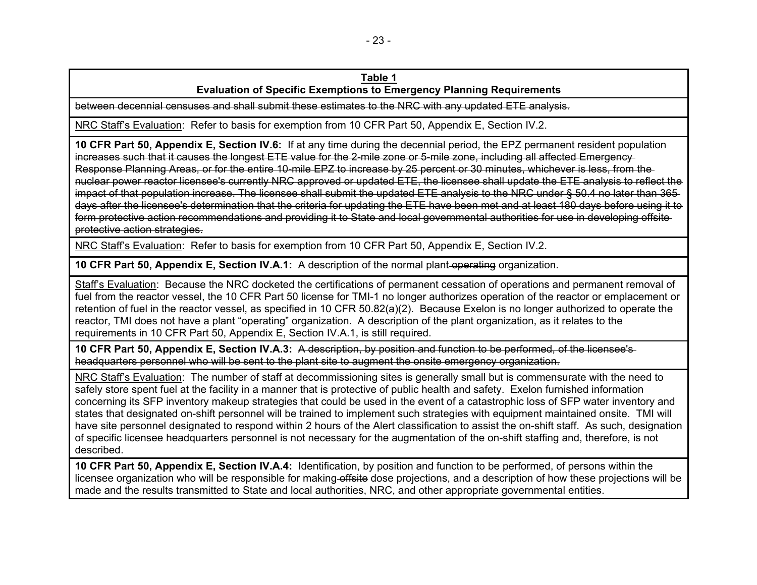**Table 1**
**Evaluation of Specific Exemptions to Emergency Planning Requirements**

| |
|---|
| ~~between decennial censuses and shall submit these estimates to the NRC with any updated ETE analysis.~~ |
| NRC Staff's Evaluation: Refer to basis for exemption from 10 CFR Part 50, Appendix E, Section IV.2. |
| **10 CFR Part 50, Appendix E, Section IV.6:** ~~If at any time during the decennial period, the EPZ permanent resident population increases such that it causes the longest ETE value for the 2-mile zone or 5-mile zone, including all affected Emergency Response Planning Areas, or for the entire 10-mile EPZ to increase by 25 percent or 30 minutes, whichever is less, from the nuclear power reactor licensee's currently NRC approved or updated ETE, the licensee shall update the ETE analysis to reflect the impact of that population increase. The licensee shall submit the updated ETE analysis to the NRC under § 50.4 no later than 365 days after the licensee's determination that the criteria for updating the ETE have been met and at least 180 days before using it to form protective action recommendations and providing it to State and local governmental authorities for use in developing offsite protective action strategies.~~ |
| NRC Staff's Evaluation: Refer to basis for exemption from 10 CFR Part 50, Appendix E, Section IV.2. |
| **10 CFR Part 50, Appendix E, Section IV.A.1:** A description of the normal plant ~~operating~~ organization. |
| Staff's Evaluation: Because the NRC docketed the certifications of permanent cessation of operations and permanent removal of fuel from the reactor vessel, the 10 CFR Part 50 license for TMI-1 no longer authorizes operation of the reactor or emplacement or retention of fuel in the reactor vessel, as specified in 10 CFR 50.82(a)(2). Because Exelon is no longer authorized to operate the reactor, TMI does not have a plant "operating" organization. A description of the plant organization, as it relates to the requirements in 10 CFR Part 50, Appendix E, Section IV.A.1, is still required. |
| **10 CFR Part 50, Appendix E, Section IV.A.3:** ~~A description, by position and function to be performed, of the licensee's headquarters personnel who will be sent to the plant site to augment the onsite emergency organization.~~ |
| NRC Staff's Evaluation: The number of staff at decommissioning sites is generally small but is commensurate with the need to safely store spent fuel at the facility in a manner that is protective of public health and safety. Exelon furnished information concerning its SFP inventory makeup strategies that could be used in the event of a catastrophic loss of SFP water inventory and states that designated on-shift personnel will be trained to implement such strategies with equipment maintained onsite. TMI will have site personnel designated to respond within 2 hours of the Alert classification to assist the on-shift staff. As such, designation of specific licensee headquarters personnel is not necessary for the augmentation of the on-shift staffing and, therefore, is not described. |
| **10 CFR Part 50, Appendix E, Section IV.A.4:** Identification, by position and function to be performed, of persons within the licensee organization who will be responsible for making ~~offsite~~ dose projections, and a description of how these projections will be made and the results transmitted to State and local authorities, NRC, and other appropriate governmental entities. |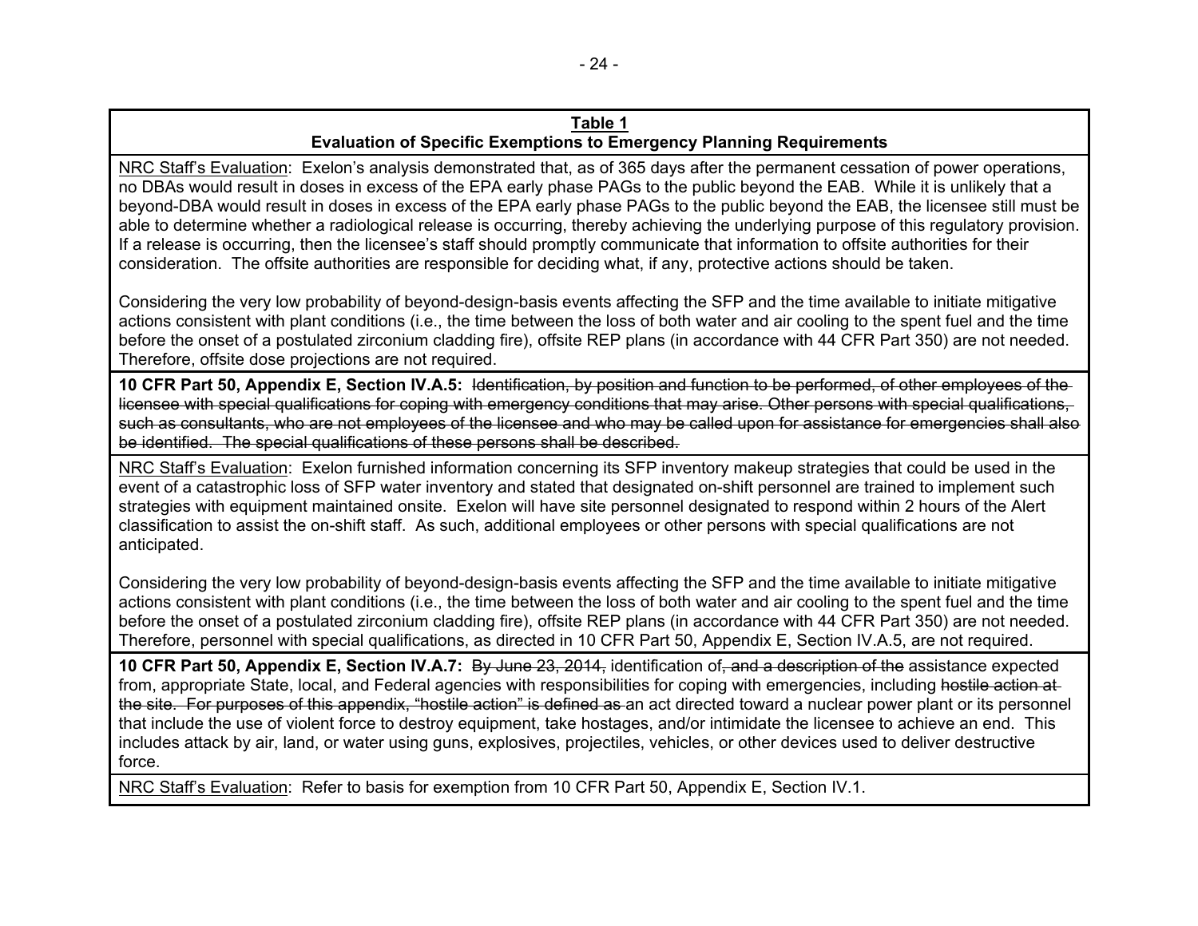**Table 1**
**Evaluation of Specific Exemptions to Emergency Planning Requirements**

NRC Staff's Evaluation: Exelon's analysis demonstrated that, as of 365 days after the permanent cessation of power operations, no DBAs would result in doses in excess of the EPA early phase PAGs to the public beyond the EAB. While it is unlikely that a beyond-DBA would result in doses in excess of the EPA early phase PAGs to the public beyond the EAB, the licensee still must be able to determine whether a radiological release is occurring, thereby achieving the underlying purpose of this regulatory provision. If a release is occurring, then the licensee's staff should promptly communicate that information to offsite authorities for their consideration. The offsite authorities are responsible for deciding what, if any, protective actions should be taken.

Considering the very low probability of beyond-design-basis events affecting the SFP and the time available to initiate mitigative actions consistent with plant conditions (i.e., the time between the loss of both water and air cooling to the spent fuel and the time before the onset of a postulated zirconium cladding fire), offsite REP plans (in accordance with 44 CFR Part 350) are not needed. Therefore, offsite dose projections are not required.

**10 CFR Part 50, Appendix E, Section IV.A.5:** ~~Identification, by position and function to be performed, of other employees of the licensee with special qualifications for coping with emergency conditions that may arise. Other persons with special qualifications, such as consultants, who are not employees of the licensee and who may be called upon for assistance for emergencies shall also be identified. The special qualifications of these persons shall be described.~~

NRC Staff's Evaluation: Exelon furnished information concerning its SFP inventory makeup strategies that could be used in the event of a catastrophic loss of SFP water inventory and stated that designated on-shift personnel are trained to implement such strategies with equipment maintained onsite. Exelon will have site personnel designated to respond within 2 hours of the Alert classification to assist the on-shift staff. As such, additional employees or other persons with special qualifications are not anticipated.

Considering the very low probability of beyond-design-basis events affecting the SFP and the time available to initiate mitigative actions consistent with plant conditions (i.e., the time between the loss of both water and air cooling to the spent fuel and the time before the onset of a postulated zirconium cladding fire), offsite REP plans (in accordance with 44 CFR Part 350) are not needed. Therefore, personnel with special qualifications, as directed in 10 CFR Part 50, Appendix E, Section IV.A.5, are not required.

**10 CFR Part 50, Appendix E, Section IV.A.7:** ~~By June 23, 2014,~~ identification of~~, and a description of the~~ assistance expected from, appropriate State, local, and Federal agencies with responsibilities for coping with emergencies, including ~~hostile action at the site. For purposes of this appendix, "hostile action" is defined as~~ an act directed toward a nuclear power plant or its personnel that include the use of violent force to destroy equipment, take hostages, and/or intimidate the licensee to achieve an end. This includes attack by air, land, or water using guns, explosives, projectiles, vehicles, or other devices used to deliver destructive force.

NRC Staff's Evaluation: Refer to basis for exemption from 10 CFR Part 50, Appendix E, Section IV.1.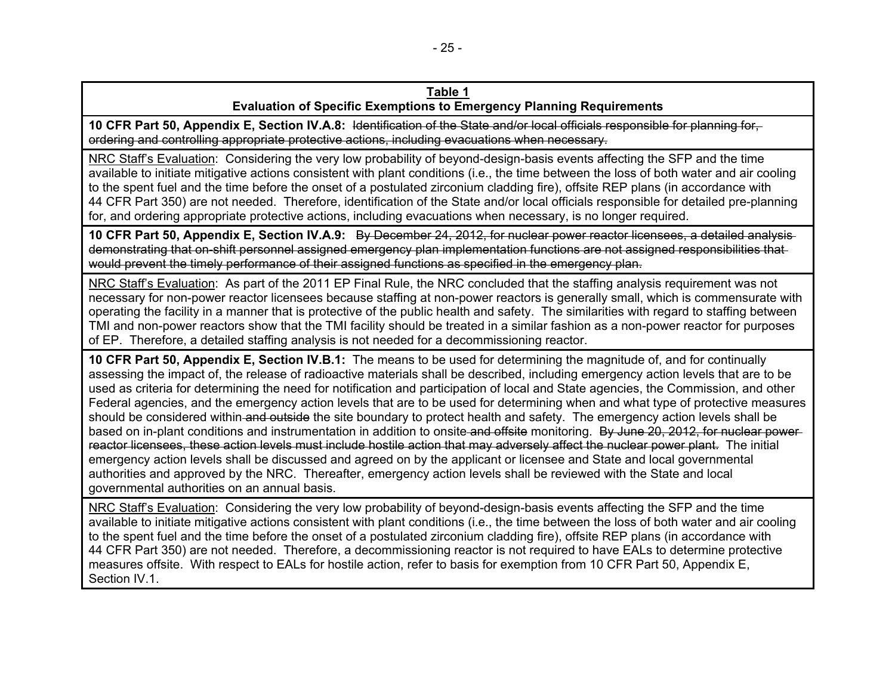**Table 1**
**Evaluation of Specific Exemptions to Emergency Planning Requirements**

**10 CFR Part 50, Appendix E, Section IV.A.8:** ~~Identification of the State and/or local officials responsible for planning for, ordering and controlling appropriate protective actions, including evacuations when necessary.~~

NRC Staff's Evaluation: Considering the very low probability of beyond-design-basis events affecting the SFP and the time available to initiate mitigative actions consistent with plant conditions (i.e., the time between the loss of both water and air cooling to the spent fuel and the time before the onset of a postulated zirconium cladding fire), offsite REP plans (in accordance with 44 CFR Part 350) are not needed. Therefore, identification of the State and/or local officials responsible for detailed pre-planning for, and ordering appropriate protective actions, including evacuations when necessary, is no longer required.

**10 CFR Part 50, Appendix E, Section IV.A.9:** ~~By December 24, 2012, for nuclear power reactor licensees, a detailed analysis demonstrating that on-shift personnel assigned emergency plan implementation functions are not assigned responsibilities that would prevent the timely performance of their assigned functions as specified in the emergency plan.~~

NRC Staff's Evaluation: As part of the 2011 EP Final Rule, the NRC concluded that the staffing analysis requirement was not necessary for non-power reactor licensees because staffing at non-power reactors is generally small, which is commensurate with operating the facility in a manner that is protective of the public health and safety. The similarities with regard to staffing between TMI and non-power reactors show that the TMI facility should be treated in a similar fashion as a non-power reactor for purposes of EP. Therefore, a detailed staffing analysis is not needed for a decommissioning reactor.

**10 CFR Part 50, Appendix E, Section IV.B.1:** The means to be used for determining the magnitude of, and for continually assessing the impact of, the release of radioactive materials shall be described, including emergency action levels that are to be used as criteria for determining the need for notification and participation of local and State agencies, the Commission, and other Federal agencies, and the emergency action levels that are to be used for determining when and what type of protective measures should be considered within ~~and outside~~ the site boundary to protect health and safety. The emergency action levels shall be based on in-plant conditions and instrumentation in addition to onsite ~~and offsite~~ monitoring. ~~By June 20, 2012, for nuclear power reactor licensees, these action levels must include hostile action that may adversely affect the nuclear power plant.~~ The initial emergency action levels shall be discussed and agreed on by the applicant or licensee and State and local governmental authorities and approved by the NRC. Thereafter, emergency action levels shall be reviewed with the State and local governmental authorities on an annual basis.

NRC Staff's Evaluation: Considering the very low probability of beyond-design-basis events affecting the SFP and the time available to initiate mitigative actions consistent with plant conditions (i.e., the time between the loss of both water and air cooling to the spent fuel and the time before the onset of a postulated zirconium cladding fire), offsite REP plans (in accordance with 44 CFR Part 350) are not needed. Therefore, a decommissioning reactor is not required to have EALs to determine protective measures offsite. With respect to EALs for hostile action, refer to basis for exemption from 10 CFR Part 50, Appendix E, Section IV.1.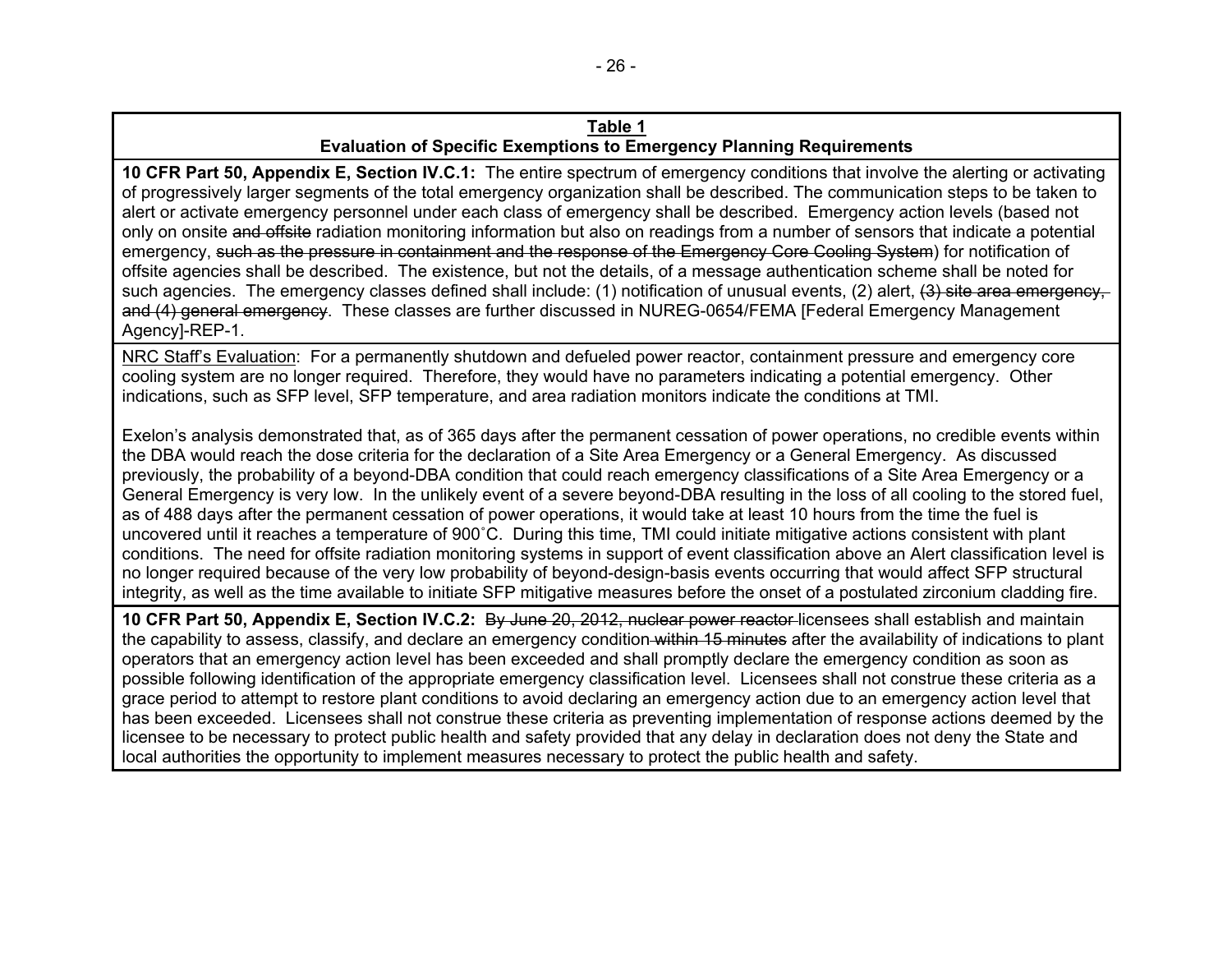**Table 1**
**Evaluation of Specific Exemptions to Emergency Planning Requirements**

**10 CFR Part 50, Appendix E, Section IV.C.1:** The entire spectrum of emergency conditions that involve the alerting or activating of progressively larger segments of the total emergency organization shall be described. The communication steps to be taken to alert or activate emergency personnel under each class of emergency shall be described. Emergency action levels (based not only on onsite ~~and offsite~~ radiation monitoring information but also on readings from a number of sensors that indicate a potential emergency, ~~such as the pressure in containment and the response of the Emergency Core Cooling System~~) for notification of offsite agencies shall be described. The existence, but not the details, of a message authentication scheme shall be noted for such agencies. The emergency classes defined shall include: (1) notification of unusual events, (2) alert, ~~(3) site area emergency, and (4) general emergency~~. These classes are further discussed in NUREG-0654/FEMA [Federal Emergency Management Agency]-REP-1.

NRC Staff's Evaluation: For a permanently shutdown and defueled power reactor, containment pressure and emergency core cooling system are no longer required. Therefore, they would have no parameters indicating a potential emergency. Other indications, such as SFP level, SFP temperature, and area radiation monitors indicate the conditions at TMI.

Exelon's analysis demonstrated that, as of 365 days after the permanent cessation of power operations, no credible events within the DBA would reach the dose criteria for the declaration of a Site Area Emergency or a General Emergency. As discussed previously, the probability of a beyond-DBA condition that could reach emergency classifications of a Site Area Emergency or a General Emergency is very low. In the unlikely event of a severe beyond-DBA resulting in the loss of all cooling to the stored fuel, as of 488 days after the permanent cessation of power operations, it would take at least 10 hours from the time the fuel is uncovered until it reaches a temperature of 900˚C. During this time, TMI could initiate mitigative actions consistent with plant conditions. The need for offsite radiation monitoring systems in support of event classification above an Alert classification level is no longer required because of the very low probability of beyond-design-basis events occurring that would affect SFP structural integrity, as well as the time available to initiate SFP mitigative measures before the onset of a postulated zirconium cladding fire.

**10 CFR Part 50, Appendix E, Section IV.C.2:** ~~By June 20, 2012, nuclear power reactor~~ licensees shall establish and maintain the capability to assess, classify, and declare an emergency condition ~~within 15 minutes~~ after the availability of indications to plant operators that an emergency action level has been exceeded and shall promptly declare the emergency condition as soon as possible following identification of the appropriate emergency classification level. Licensees shall not construe these criteria as a grace period to attempt to restore plant conditions to avoid declaring an emergency action due to an emergency action level that has been exceeded. Licensees shall not construe these criteria as preventing implementation of response actions deemed by the licensee to be necessary to protect public health and safety provided that any delay in declaration does not deny the State and local authorities the opportunity to implement measures necessary to protect the public health and safety.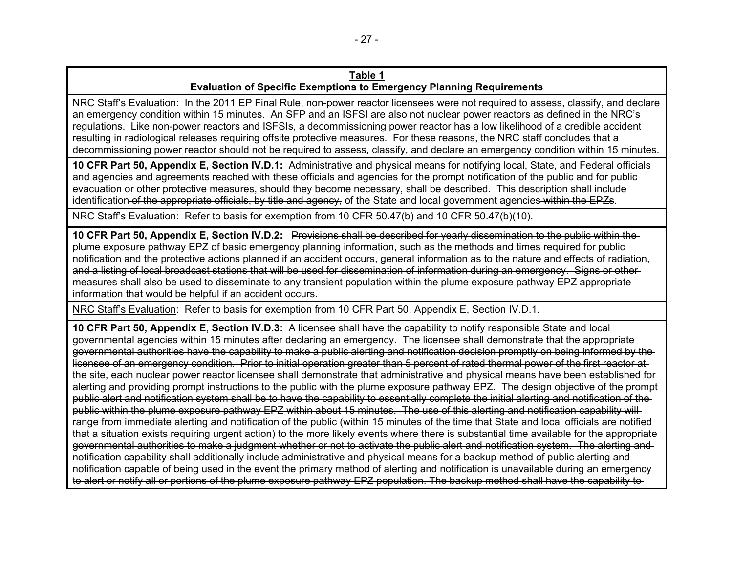**Table 1**
**Evaluation of Specific Exemptions to Emergency Planning Requirements**

NRC Staff's Evaluation: In the 2011 EP Final Rule, non-power reactor licensees were not required to assess, classify, and declare an emergency condition within 15 minutes. An SFP and an ISFSI are also not nuclear power reactors as defined in the NRC's regulations. Like non-power reactors and ISFSIs, a decommissioning power reactor has a low likelihood of a credible accident resulting in radiological releases requiring offsite protective measures. For these reasons, the NRC staff concludes that a decommissioning power reactor should not be required to assess, classify, and declare an emergency condition within 15 minutes.

**10 CFR Part 50, Appendix E, Section IV.D.1:** Administrative and physical means for notifying local, State, and Federal officials and agencies ~~and agreements reached with these officials and agencies for the prompt notification of the public and for public evacuation or other protective measures, should they become necessary,~~ shall be described. This description shall include identification ~~of the appropriate officials, by title and agency,~~ of the State and local government agencies ~~within the EPZs~~.

NRC Staff's Evaluation: Refer to basis for exemption from 10 CFR 50.47(b) and 10 CFR 50.47(b)(10).

**10 CFR Part 50, Appendix E, Section IV.D.2:** ~~Provisions shall be described for yearly dissemination to the public within the plume exposure pathway EPZ of basic emergency planning information, such as the methods and times required for public notification and the protective actions planned if an accident occurs, general information as to the nature and effects of radiation, and a listing of local broadcast stations that will be used for dissemination of information during an emergency. Signs or other measures shall also be used to disseminate to any transient population within the plume exposure pathway EPZ appropriate information that would be helpful if an accident occurs.~~

NRC Staff's Evaluation: Refer to basis for exemption from 10 CFR Part 50, Appendix E, Section IV.D.1.

**10 CFR Part 50, Appendix E, Section IV.D.3:** A licensee shall have the capability to notify responsible State and local governmental agencies ~~within 15 minutes~~ after declaring an emergency. ~~The licensee shall demonstrate that the appropriate governmental authorities have the capability to make a public alerting and notification decision promptly on being informed by the licensee of an emergency condition. Prior to initial operation greater than 5 percent of rated thermal power of the first reactor at the site, each nuclear power reactor licensee shall demonstrate that administrative and physical means have been established for alerting and providing prompt instructions to the public with the plume exposure pathway EPZ. The design objective of the prompt public alert and notification system shall be to have the capability to essentially complete the initial alerting and notification of the public within the plume exposure pathway EPZ within about 15 minutes. The use of this alerting and notification capability will range from immediate alerting and notification of the public (within 15 minutes of the time that State and local officials are notified that a situation exists requiring urgent action) to the more likely events where there is substantial time available for the appropriate governmental authorities to make a judgment whether or not to activate the public alert and notification system. The alerting and notification capability shall additionally include administrative and physical means for a backup method of public alerting and notification capable of being used in the event the primary method of alerting and notification is unavailable during an emergency to alert or notify all or portions of the plume exposure pathway EPZ population. The backup method shall have the capability to~~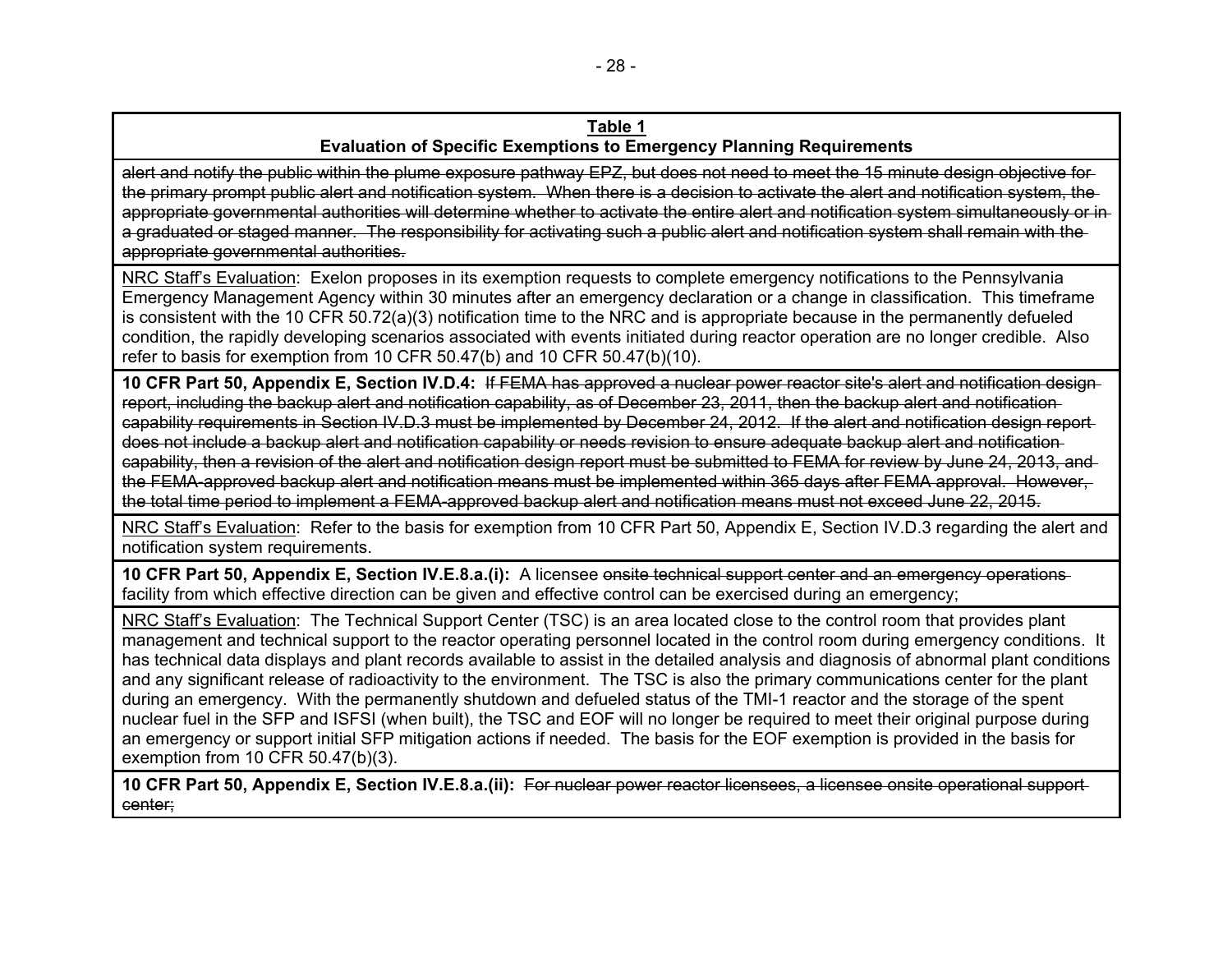**Table 1**
**Evaluation of Specific Exemptions to Emergency Planning Requirements**

~~alert and notify the public within the plume exposure pathway EPZ, but does not need to meet the 15 minute design objective for the primary prompt public alert and notification system. When there is a decision to activate the alert and notification system, the appropriate governmental authorities will determine whether to activate the entire alert and notification system simultaneously or in a graduated or staged manner. The responsibility for activating such a public alert and notification system shall remain with the appropriate governmental authorities.~~

NRC Staff's Evaluation: Exelon proposes in its exemption requests to complete emergency notifications to the Pennsylvania Emergency Management Agency within 30 minutes after an emergency declaration or a change in classification. This timeframe is consistent with the 10 CFR 50.72(a)(3) notification time to the NRC and is appropriate because in the permanently defueled condition, the rapidly developing scenarios associated with events initiated during reactor operation are no longer credible. Also refer to basis for exemption from 10 CFR 50.47(b) and 10 CFR 50.47(b)(10).

**10 CFR Part 50, Appendix E, Section IV.D.4:** ~~If FEMA has approved a nuclear power reactor site's alert and notification design report, including the backup alert and notification capability, as of December 23, 2011, then the backup alert and notification capability requirements in Section IV.D.3 must be implemented by December 24, 2012. If the alert and notification design report does not include a backup alert and notification capability or needs revision to ensure adequate backup alert and notification capability, then a revision of the alert and notification design report must be submitted to FEMA for review by June 24, 2013, and the FEMA-approved backup alert and notification means must be implemented within 365 days after FEMA approval. However, the total time period to implement a FEMA-approved backup alert and notification means must not exceed June 22, 2015.~~

NRC Staff's Evaluation: Refer to the basis for exemption from 10 CFR Part 50, Appendix E, Section IV.D.3 regarding the alert and notification system requirements.

**10 CFR Part 50, Appendix E, Section IV.E.8.a.(i):** A licensee ~~onsite technical support center and an emergency operations~~ facility from which effective direction can be given and effective control can be exercised during an emergency;

NRC Staff's Evaluation: The Technical Support Center (TSC) is an area located close to the control room that provides plant management and technical support to the reactor operating personnel located in the control room during emergency conditions. It has technical data displays and plant records available to assist in the detailed analysis and diagnosis of abnormal plant conditions and any significant release of radioactivity to the environment. The TSC is also the primary communications center for the plant during an emergency. With the permanently shutdown and defueled status of the TMI-1 reactor and the storage of the spent nuclear fuel in the SFP and ISFSI (when built), the TSC and EOF will no longer be required to meet their original purpose during an emergency or support initial SFP mitigation actions if needed. The basis for the EOF exemption is provided in the basis for exemption from 10 CFR 50.47(b)(3).

**10 CFR Part 50, Appendix E, Section IV.E.8.a.(ii):** ~~For nuclear power reactor licensees, a licensee onsite operational support center;~~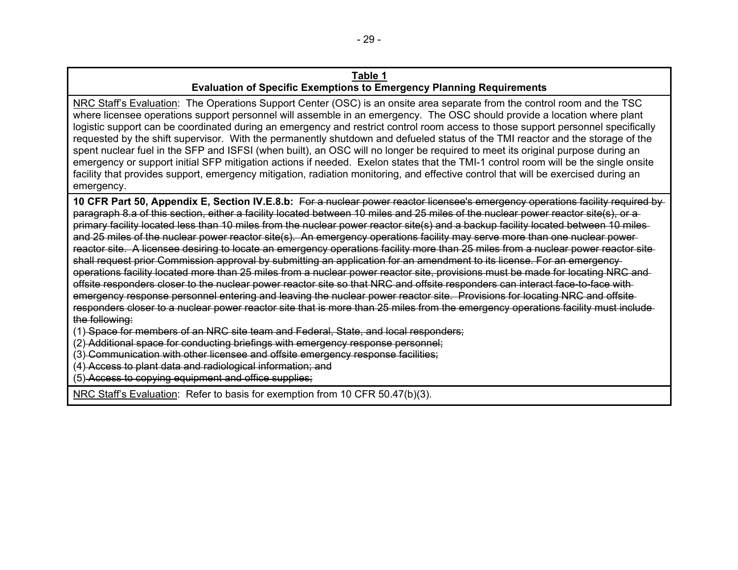| **Table 1**<br>**Evaluation of Specific Exemptions to Emergency Planning Requirements** |
|---|
| NRC Staff's Evaluation: The Operations Support Center (OSC) is an onsite area separate from the control room and the TSC where licensee operations support personnel will assemble in an emergency. The OSC should provide a location where plant logistic support can be coordinated during an emergency and restrict control room access to those support personnel specifically requested by the shift supervisor. With the permanently shutdown and defueled status of the TMI reactor and the storage of the spent nuclear fuel in the SFP and ISFSI (when built), an OSC will no longer be required to meet its original purpose during an emergency or support initial SFP mitigation actions if needed. Exelon states that the TMI-1 control room will be the single onsite facility that provides support, emergency mitigation, radiation monitoring, and effective control that will be exercised during an emergency. |
| **10 CFR Part 50, Appendix E, Section IV.E.8.b:** ~~For a nuclear power reactor licensee's emergency operations facility required by paragraph 8.a of this section, either a facility located between 10 miles and 25 miles of the nuclear power reactor site(s), or a primary facility located less than 10 miles from the nuclear power reactor site(s) and a backup facility located between 10 miles and 25 miles of the nuclear power reactor site(s). An emergency operations facility may serve more than one nuclear power reactor site. A licensee desiring to locate an emergency operations facility more than 25 miles from a nuclear power reactor site shall request prior Commission approval by submitting an application for an amendment to its license. For an emergency operations facility located more than 25 miles from a nuclear power reactor site, provisions must be made for locating NRC and offsite responders closer to the nuclear power reactor site so that NRC and offsite responders can interact face-to-face with emergency response personnel entering and leaving the nuclear power reactor site. Provisions for locating NRC and offsite responders closer to a nuclear power reactor site that is more than 25 miles from the emergency operations facility must include the following:~~<br>(1) ~~Space for members of an NRC site team and Federal, State, and local responders;~~<br>(2) ~~Additional space for conducting briefings with emergency response personnel;~~<br>(3) ~~Communication with other licensee and offsite emergency response facilities;~~<br>(4) ~~Access to plant data and radiological information; and~~<br>(5) ~~Access to copying equipment and office supplies;~~ |
| NRC Staff's Evaluation: Refer to basis for exemption from 10 CFR 50.47(b)(3). |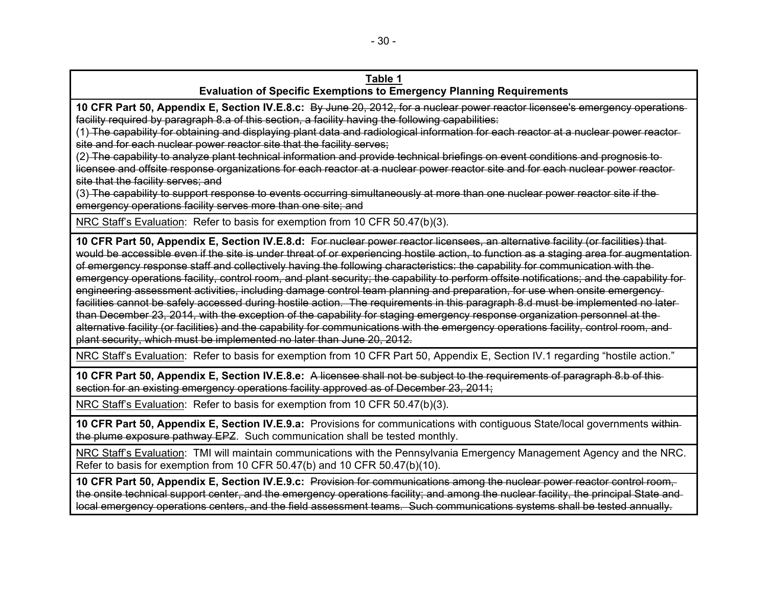**Table 1**
**Evaluation of Specific Exemptions to Emergency Planning Requirements**

**10 CFR Part 50, Appendix E, Section IV.E.8.c:** ~~By June 20, 2012, for a nuclear power reactor licensee's emergency operations facility required by paragraph 8.a of this section, a facility having the following capabilities:~~
(1) ~~The capability for obtaining and displaying plant data and radiological information for each reactor at a nuclear power reactor site and for each nuclear power reactor site that the facility serves;~~
(2) ~~The capability to analyze plant technical information and provide technical briefings on event conditions and prognosis to licensee and offsite response organizations for each reactor at a nuclear power reactor site and for each nuclear power reactor site that the facility serves; and~~
(3) ~~The capability to support response to events occurring simultaneously at more than one nuclear power reactor site if the emergency operations facility serves more than one site; and~~

NRC Staff's Evaluation: Refer to basis for exemption from 10 CFR 50.47(b)(3).

**10 CFR Part 50, Appendix E, Section IV.E.8.d:** ~~For nuclear power reactor licensees, an alternative facility (or facilities) that would be accessible even if the site is under threat of or experiencing hostile action, to function as a staging area for augmentation of emergency response staff and collectively having the following characteristics: the capability for communication with the emergency operations facility, control room, and plant security; the capability to perform offsite notifications; and the capability for engineering assessment activities, including damage control team planning and preparation, for use when onsite emergency facilities cannot be safely accessed during hostile action. The requirements in this paragraph 8.d must be implemented no later than December 23, 2014, with the exception of the capability for staging emergency response organization personnel at the alternative facility (or facilities) and the capability for communications with the emergency operations facility, control room, and plant security, which must be implemented no later than June 20, 2012.~~

NRC Staff's Evaluation: Refer to basis for exemption from 10 CFR Part 50, Appendix E, Section IV.1 regarding "hostile action."

**10 CFR Part 50, Appendix E, Section IV.E.8.e:** ~~A licensee shall not be subject to the requirements of paragraph 8.b of this section for an existing emergency operations facility approved as of December 23, 2011;~~

NRC Staff's Evaluation: Refer to basis for exemption from 10 CFR 50.47(b)(3).

**10 CFR Part 50, Appendix E, Section IV.E.9.a:** Provisions for communications with contiguous State/local governments ~~within the plume exposure pathway EPZ~~. Such communication shall be tested monthly.

NRC Staff's Evaluation: TMI will maintain communications with the Pennsylvania Emergency Management Agency and the NRC. Refer to basis for exemption from 10 CFR 50.47(b) and 10 CFR 50.47(b)(10).

**10 CFR Part 50, Appendix E, Section IV.E.9.c:** ~~Provision for communications among the nuclear power reactor control room, the onsite technical support center, and the emergency operations facility; and among the nuclear facility, the principal State and local emergency operations centers, and the field assessment teams. Such communications systems shall be tested annually.~~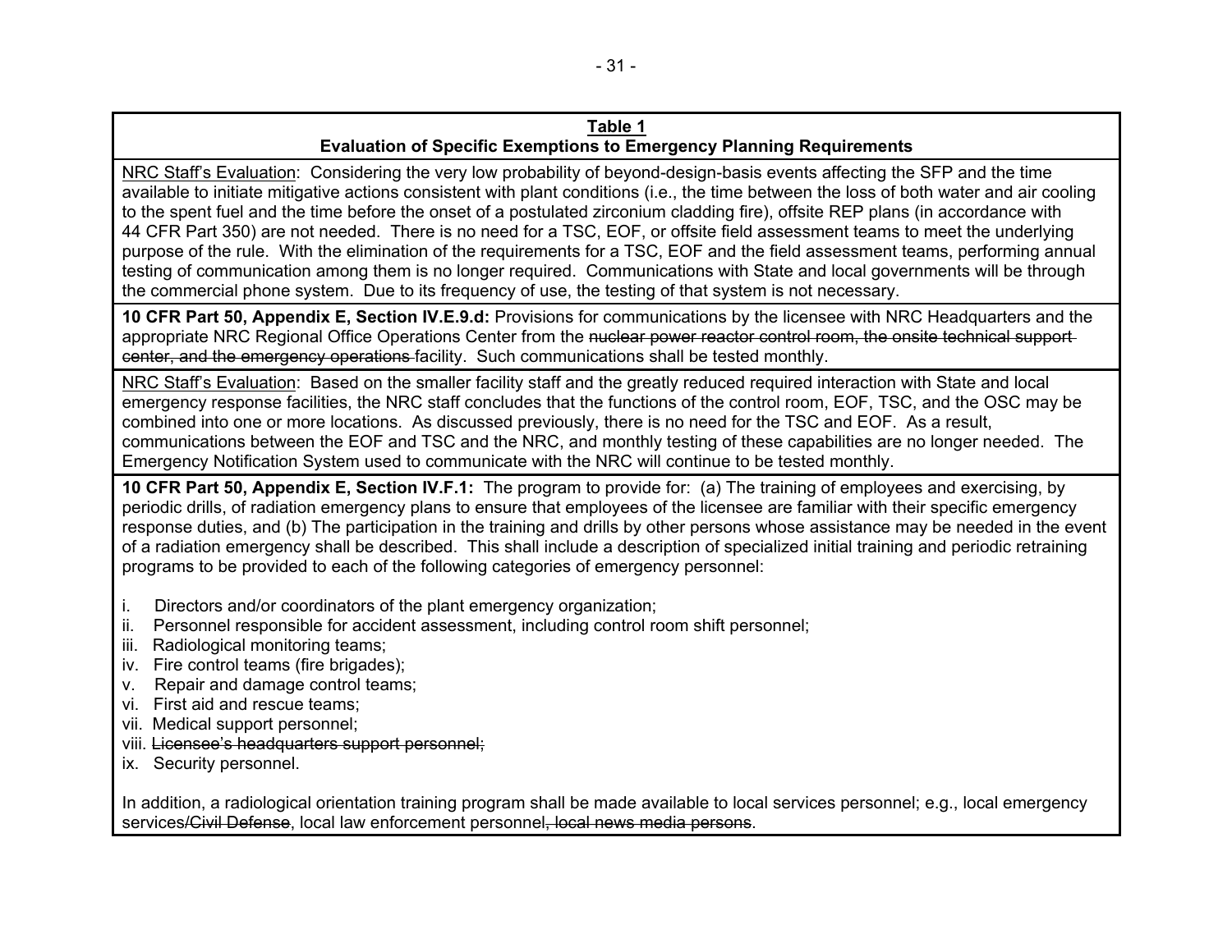**Table 1**
**Evaluation of Specific Exemptions to Emergency Planning Requirements**

NRC Staff's Evaluation: Considering the very low probability of beyond-design-basis events affecting the SFP and the time available to initiate mitigative actions consistent with plant conditions (i.e., the time between the loss of both water and air cooling to the spent fuel and the time before the onset of a postulated zirconium cladding fire), offsite REP plans (in accordance with 44 CFR Part 350) are not needed. There is no need for a TSC, EOF, or offsite field assessment teams to meet the underlying purpose of the rule. With the elimination of the requirements for a TSC, EOF and the field assessment teams, performing annual testing of communication among them is no longer required. Communications with State and local governments will be through the commercial phone system. Due to its frequency of use, the testing of that system is not necessary.

**10 CFR Part 50, Appendix E, Section IV.E.9.d:** Provisions for communications by the licensee with NRC Headquarters and the appropriate NRC Regional Office Operations Center from the ~~nuclear power reactor control room, the onsite technical support center, and the emergency operations~~ facility. Such communications shall be tested monthly.

NRC Staff's Evaluation: Based on the smaller facility staff and the greatly reduced required interaction with State and local emergency response facilities, the NRC staff concludes that the functions of the control room, EOF, TSC, and the OSC may be combined into one or more locations. As discussed previously, there is no need for the TSC and EOF. As a result, communications between the EOF and TSC and the NRC, and monthly testing of these capabilities are no longer needed. The Emergency Notification System used to communicate with the NRC will continue to be tested monthly.

**10 CFR Part 50, Appendix E, Section IV.F.1:** The program to provide for: (a) The training of employees and exercising, by periodic drills, of radiation emergency plans to ensure that employees of the licensee are familiar with their specific emergency response duties, and (b) The participation in the training and drills by other persons whose assistance may be needed in the event of a radiation emergency shall be described. This shall include a description of specialized initial training and periodic retraining programs to be provided to each of the following categories of emergency personnel:

i. Directors and/or coordinators of the plant emergency organization;
ii. Personnel responsible for accident assessment, including control room shift personnel;
iii. Radiological monitoring teams;
iv. Fire control teams (fire brigades);
v. Repair and damage control teams;
vi. First aid and rescue teams;
vii. Medical support personnel;
viii. ~~Licensee's headquarters support personnel;~~
ix. Security personnel.

In addition, a radiological orientation training program shall be made available to local services personnel; e.g., local emergency services~~/Civil Defense~~, local law enforcement personnel~~, local news media persons~~.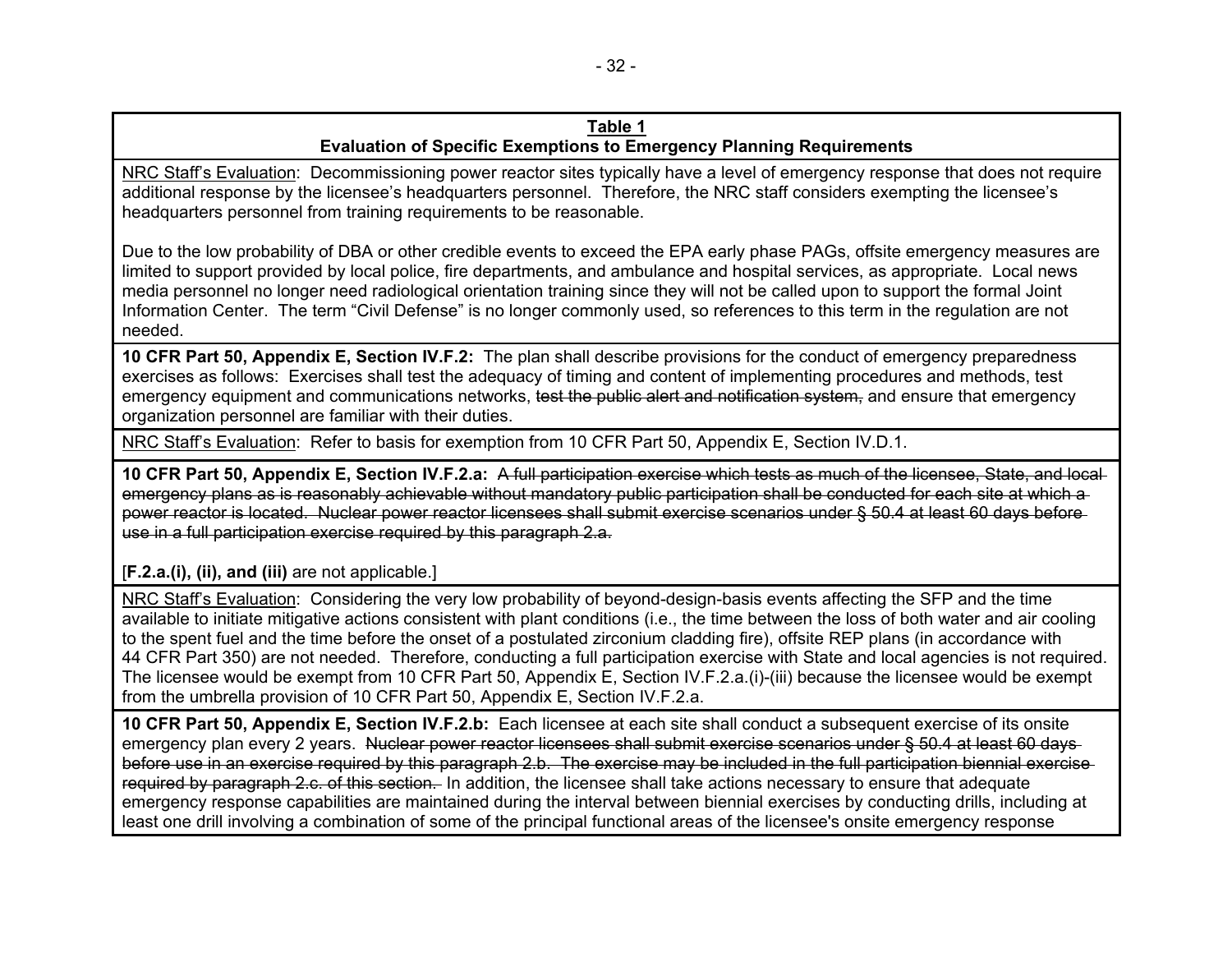**Table 1**
**Evaluation of Specific Exemptions to Emergency Planning Requirements**

NRC Staff's Evaluation: Decommissioning power reactor sites typically have a level of emergency response that does not require additional response by the licensee's headquarters personnel. Therefore, the NRC staff considers exempting the licensee's headquarters personnel from training requirements to be reasonable.

Due to the low probability of DBA or other credible events to exceed the EPA early phase PAGs, offsite emergency measures are limited to support provided by local police, fire departments, and ambulance and hospital services, as appropriate. Local news media personnel no longer need radiological orientation training since they will not be called upon to support the formal Joint Information Center. The term "Civil Defense" is no longer commonly used, so references to this term in the regulation are not needed.

---

**10 CFR Part 50, Appendix E, Section IV.F.2:** The plan shall describe provisions for the conduct of emergency preparedness exercises as follows: Exercises shall test the adequacy of timing and content of implementing procedures and methods, test emergency equipment and communications networks, ~~test the public alert and notification system,~~ and ensure that emergency organization personnel are familiar with their duties.

NRC Staff's Evaluation: Refer to basis for exemption from 10 CFR Part 50, Appendix E, Section IV.D.1.

---

**10 CFR Part 50, Appendix E, Section IV.F.2.a:** ~~A full participation exercise which tests as much of the licensee, State, and local emergency plans as is reasonably achievable without mandatory public participation shall be conducted for each site at which a power reactor is located. Nuclear power reactor licensees shall submit exercise scenarios under § 50.4 at least 60 days before use in a full participation exercise required by this paragraph 2.a.~~

[**F.2.a.(i), (ii), and (iii)** are not applicable.]

NRC Staff's Evaluation: Considering the very low probability of beyond-design-basis events affecting the SFP and the time available to initiate mitigative actions consistent with plant conditions (i.e., the time between the loss of both water and air cooling to the spent fuel and the time before the onset of a postulated zirconium cladding fire), offsite REP plans (in accordance with 44 CFR Part 350) are not needed. Therefore, conducting a full participation exercise with State and local agencies is not required. The licensee would be exempt from 10 CFR Part 50, Appendix E, Section IV.F.2.a.(i)-(iii) because the licensee would be exempt from the umbrella provision of 10 CFR Part 50, Appendix E, Section IV.F.2.a.

---

**10 CFR Part 50, Appendix E, Section IV.F.2.b:** Each licensee at each site shall conduct a subsequent exercise of its onsite emergency plan every 2 years. ~~Nuclear power reactor licensees shall submit exercise scenarios under § 50.4 at least 60 days before use in an exercise required by this paragraph 2.b. The exercise may be included in the full participation biennial exercise required by paragraph 2.c. of this section.~~ In addition, the licensee shall take actions necessary to ensure that adequate emergency response capabilities are maintained during the interval between biennial exercises by conducting drills, including at least one drill involving a combination of some of the principal functional areas of the licensee's onsite emergency response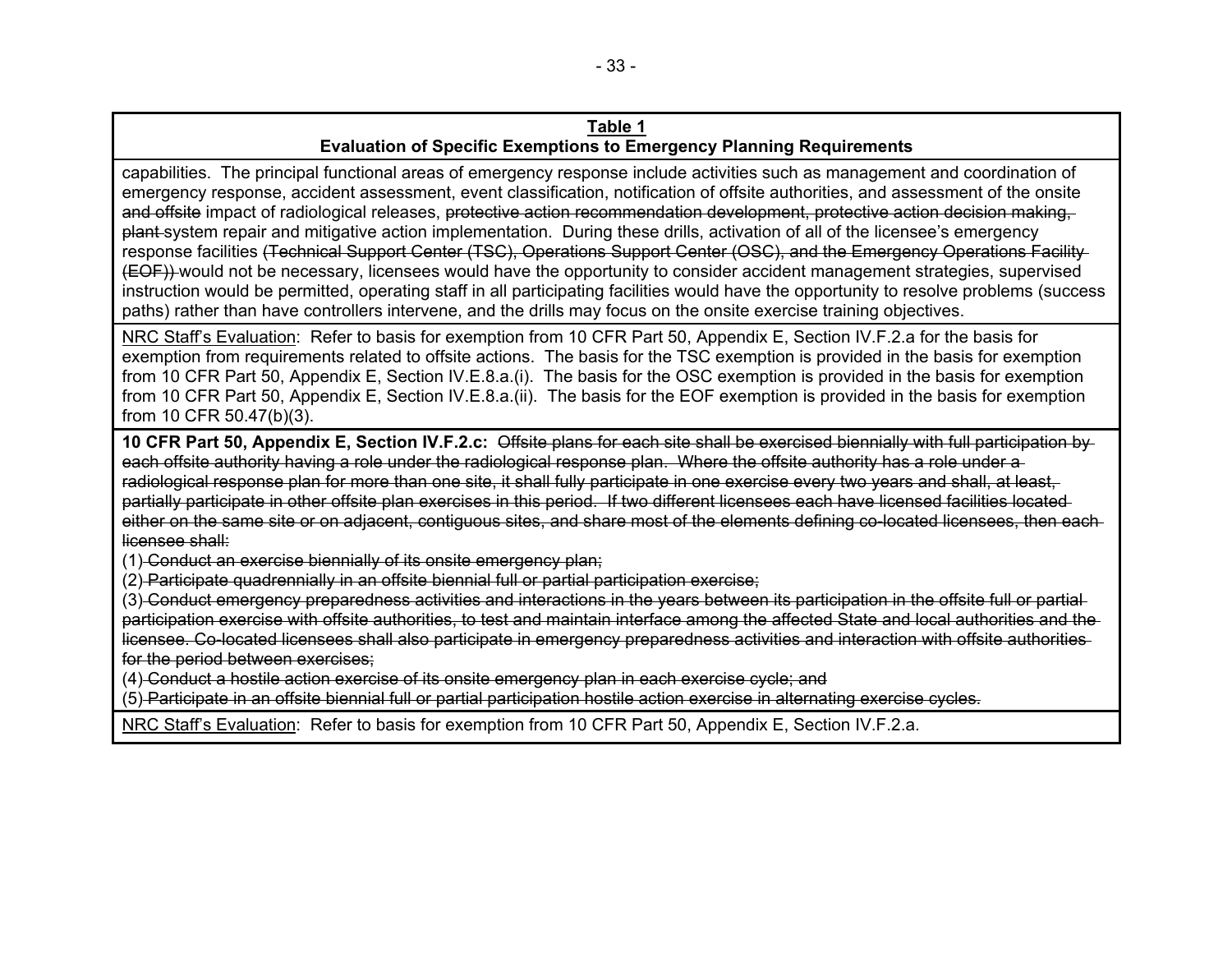**Table 1**
**Evaluation of Specific Exemptions to Emergency Planning Requirements**

capabilities. The principal functional areas of emergency response include activities such as management and coordination of emergency response, accident assessment, event classification, notification of offsite authorities, and assessment of the onsite ~~and offsite~~ impact of radiological releases, ~~protective action recommendation development, protective action decision making, plant~~ system repair and mitigative action implementation. During these drills, activation of all of the licensee's emergency response facilities ~~(Technical Support Center (TSC), Operations Support Center (OSC), and the Emergency Operations Facility (EOF))~~ would not be necessary, licensees would have the opportunity to consider accident management strategies, supervised instruction would be permitted, operating staff in all participating facilities would have the opportunity to resolve problems (success paths) rather than have controllers intervene, and the drills may focus on the onsite exercise training objectives.

NRC Staff's Evaluation: Refer to basis for exemption from 10 CFR Part 50, Appendix E, Section IV.F.2.a for the basis for exemption from requirements related to offsite actions. The basis for the TSC exemption is provided in the basis for exemption from 10 CFR Part 50, Appendix E, Section IV.E.8.a.(i). The basis for the OSC exemption is provided in the basis for exemption from 10 CFR Part 50, Appendix E, Section IV.E.8.a.(ii). The basis for the EOF exemption is provided in the basis for exemption from 10 CFR 50.47(b)(3).

**10 CFR Part 50, Appendix E, Section IV.F.2.c:** ~~Offsite plans for each site shall be exercised biennially with full participation by each offsite authority having a role under the radiological response plan. Where the offsite authority has a role under a radiological response plan for more than one site, it shall fully participate in one exercise every two years and shall, at least, partially participate in other offsite plan exercises in this period. If two different licensees each have licensed facilities located either on the same site or on adjacent, contiguous sites, and share most of the elements defining co-located licensees, then each licensee shall:~~

(1) ~~Conduct an exercise biennially of its onsite emergency plan;~~

(2) ~~Participate quadrennially in an offsite biennial full or partial participation exercise;~~

(3) ~~Conduct emergency preparedness activities and interactions in the years between its participation in the offsite full or partial participation exercise with offsite authorities, to test and maintain interface among the affected State and local authorities and the licensee. Co-located licensees shall also participate in emergency preparedness activities and interaction with offsite authorities for the period between exercises;~~

(4) ~~Conduct a hostile action exercise of its onsite emergency plan in each exercise cycle; and~~

(5) ~~Participate in an offsite biennial full or partial participation hostile action exercise in alternating exercise cycles.~~

NRC Staff's Evaluation: Refer to basis for exemption from 10 CFR Part 50, Appendix E, Section IV.F.2.a.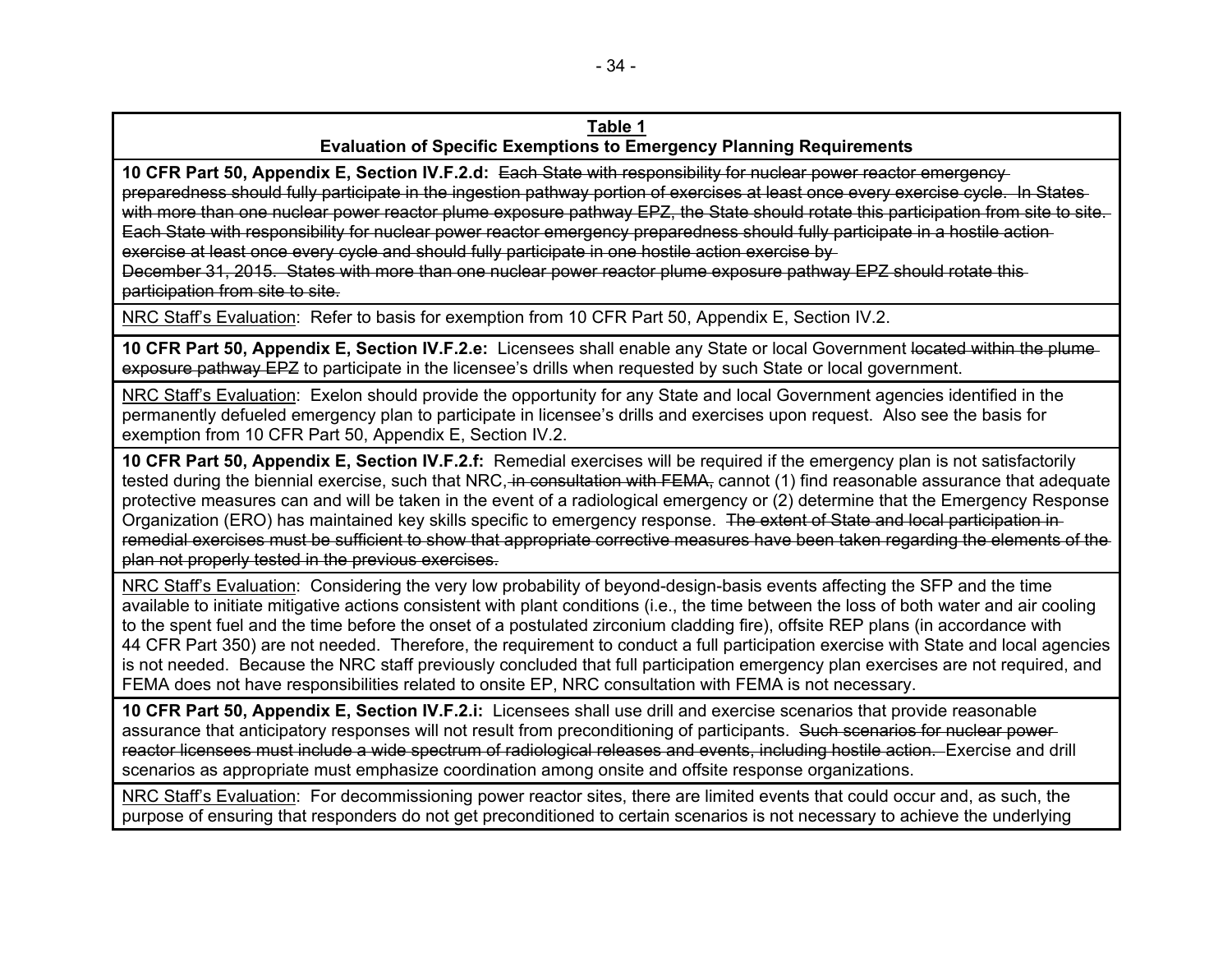**Table 1**
**Evaluation of Specific Exemptions to Emergency Planning Requirements**

| |
|---|
| **10 CFR Part 50, Appendix E, Section IV.F.2.d:** ~~Each State with responsibility for nuclear power reactor emergency preparedness should fully participate in the ingestion pathway portion of exercises at least once every exercise cycle. In States with more than one nuclear power reactor plume exposure pathway EPZ, the State should rotate this participation from site to site. Each State with responsibility for nuclear power reactor emergency preparedness should fully participate in a hostile action exercise at least once every cycle and should fully participate in one hostile action exercise by December 31, 2015. States with more than one nuclear power reactor plume exposure pathway EPZ should rotate this participation from site to site.~~ |
| NRC Staff's Evaluation: Refer to basis for exemption from 10 CFR Part 50, Appendix E, Section IV.2. |
| **10 CFR Part 50, Appendix E, Section IV.F.2.e:** Licensees shall enable any State or local Government ~~located within the plume exposure pathway EPZ~~ to participate in the licensee's drills when requested by such State or local government. |
| NRC Staff's Evaluation: Exelon should provide the opportunity for any State and local Government agencies identified in the permanently defueled emergency plan to participate in licensee's drills and exercises upon request. Also see the basis for exemption from 10 CFR Part 50, Appendix E, Section IV.2. |
| **10 CFR Part 50, Appendix E, Section IV.F.2.f:** Remedial exercises will be required if the emergency plan is not satisfactorily tested during the biennial exercise, such that NRC~~, in consultation with FEMA,~~ cannot (1) find reasonable assurance that adequate protective measures can and will be taken in the event of a radiological emergency or (2) determine that the Emergency Response Organization (ERO) has maintained key skills specific to emergency response. ~~The extent of State and local participation in remedial exercises must be sufficient to show that appropriate corrective measures have been taken regarding the elements of the plan not properly tested in the previous exercises.~~ |
| NRC Staff's Evaluation: Considering the very low probability of beyond-design-basis events affecting the SFP and the time available to initiate mitigative actions consistent with plant conditions (i.e., the time between the loss of both water and air cooling to the spent fuel and the time before the onset of a postulated zirconium cladding fire), offsite REP plans (in accordance with 44 CFR Part 350) are not needed. Therefore, the requirement to conduct a full participation exercise with State and local agencies is not needed. Because the NRC staff previously concluded that full participation emergency plan exercises are not required, and FEMA does not have responsibilities related to onsite EP, NRC consultation with FEMA is not necessary. |
| **10 CFR Part 50, Appendix E, Section IV.F.2.i:** Licensees shall use drill and exercise scenarios that provide reasonable assurance that anticipatory responses will not result from preconditioning of participants. ~~Such scenarios for nuclear power reactor licensees must include a wide spectrum of radiological releases and events, including hostile action.~~ Exercise and drill scenarios as appropriate must emphasize coordination among onsite and offsite response organizations. |
| NRC Staff's Evaluation: For decommissioning power reactor sites, there are limited events that could occur and, as such, the purpose of ensuring that responders do not get preconditioned to certain scenarios is not necessary to achieve the underlying |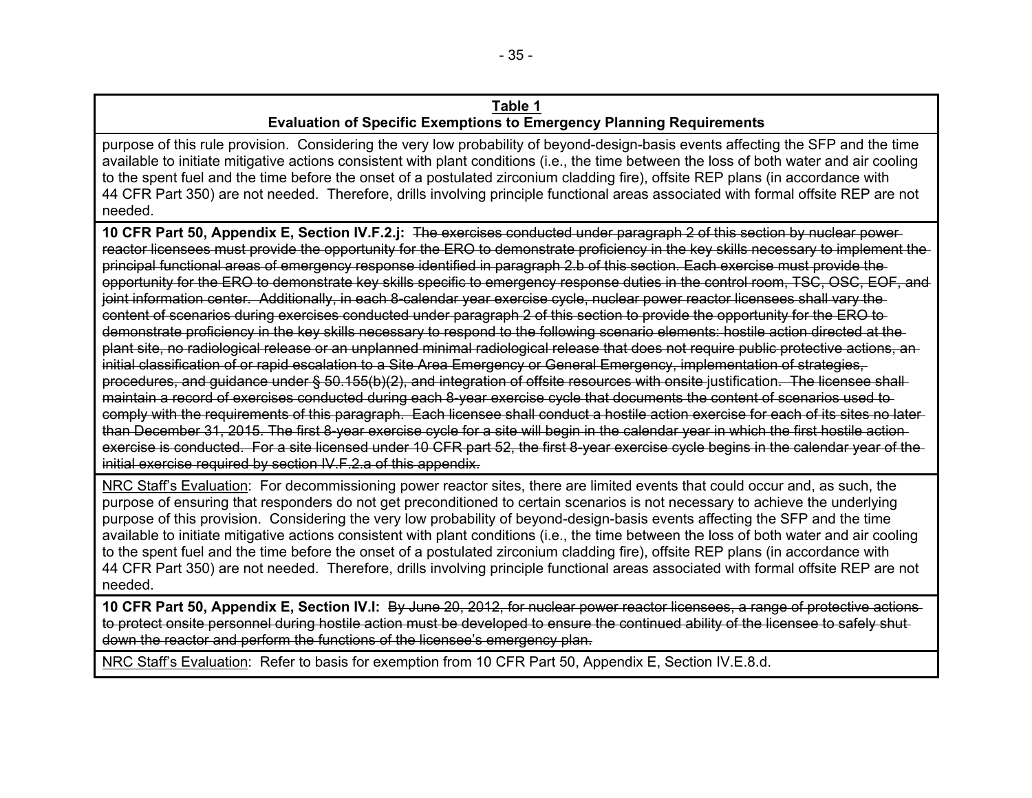| **Table 1**<br>**Evaluation of Specific Exemptions to Emergency Planning Requirements** |
|---|
| purpose of this rule provision. Considering the very low probability of beyond-design-basis events affecting the SFP and the time available to initiate mitigative actions consistent with plant conditions (i.e., the time between the loss of both water and air cooling to the spent fuel and the time before the onset of a postulated zirconium cladding fire), offsite REP plans (in accordance with 44 CFR Part 350) are not needed. Therefore, drills involving principle functional areas associated with formal offsite REP are not needed. |
| **10 CFR Part 50, Appendix E, Section IV.F.2.j:** ~~The exercises conducted under paragraph 2 of this section by nuclear power reactor licensees must provide the opportunity for the ERO to demonstrate proficiency in the key skills necessary to implement the principal functional areas of emergency response identified in paragraph 2.b of this section. Each exercise must provide the opportunity for the ERO to demonstrate key skills specific to emergency response duties in the control room, TSC, OSC, EOF, and joint information center. Additionally, in each 8-calendar year exercise cycle, nuclear power reactor licensees shall vary the content of scenarios during exercises conducted under paragraph 2 of this section to provide the opportunity for the ERO to demonstrate proficiency in the key skills necessary to respond to the following scenario elements: hostile action directed at the plant site, no radiological release or an unplanned minimal radiological release that does not require public protective actions, an initial classification of or rapid escalation to a Site Area Emergency or General Emergency, implementation of strategies, procedures, and guidance under § 50.155(b)(2), and integration of offsite resources with onsite~~ justification~~. The licensee shall maintain a record of exercises conducted during each 8-year exercise cycle that documents the content of scenarios used to comply with the requirements of this paragraph. Each licensee shall conduct a hostile action exercise for each of its sites no later than December 31, 2015. The first 8-year exercise cycle for a site will begin in the calendar year in which the first hostile action exercise is conducted. For a site licensed under 10 CFR part 52, the first 8-year exercise cycle begins in the calendar year of the initial exercise required by section IV.F.2.a of this appendix.~~ |
| <u>NRC Staff's Evaluation</u>: For decommissioning power reactor sites, there are limited events that could occur and, as such, the purpose of ensuring that responders do not get preconditioned to certain scenarios is not necessary to achieve the underlying purpose of this provision. Considering the very low probability of beyond-design-basis events affecting the SFP and the time available to initiate mitigative actions consistent with plant conditions (i.e., the time between the loss of both water and air cooling to the spent fuel and the time before the onset of a postulated zirconium cladding fire), offsite REP plans (in accordance with 44 CFR Part 350) are not needed. Therefore, drills involving principle functional areas associated with formal offsite REP are not needed. |
| **10 CFR Part 50, Appendix E, Section IV.I:** ~~By June 20, 2012, for nuclear power reactor licensees, a range of protective actions to protect onsite personnel during hostile action must be developed to ensure the continued ability of the licensee to safely shut down the reactor and perform the functions of the licensee's emergency plan.~~ |
| <u>NRC Staff's Evaluation</u>: Refer to basis for exemption from 10 CFR Part 50, Appendix E, Section IV.E.8.d. |